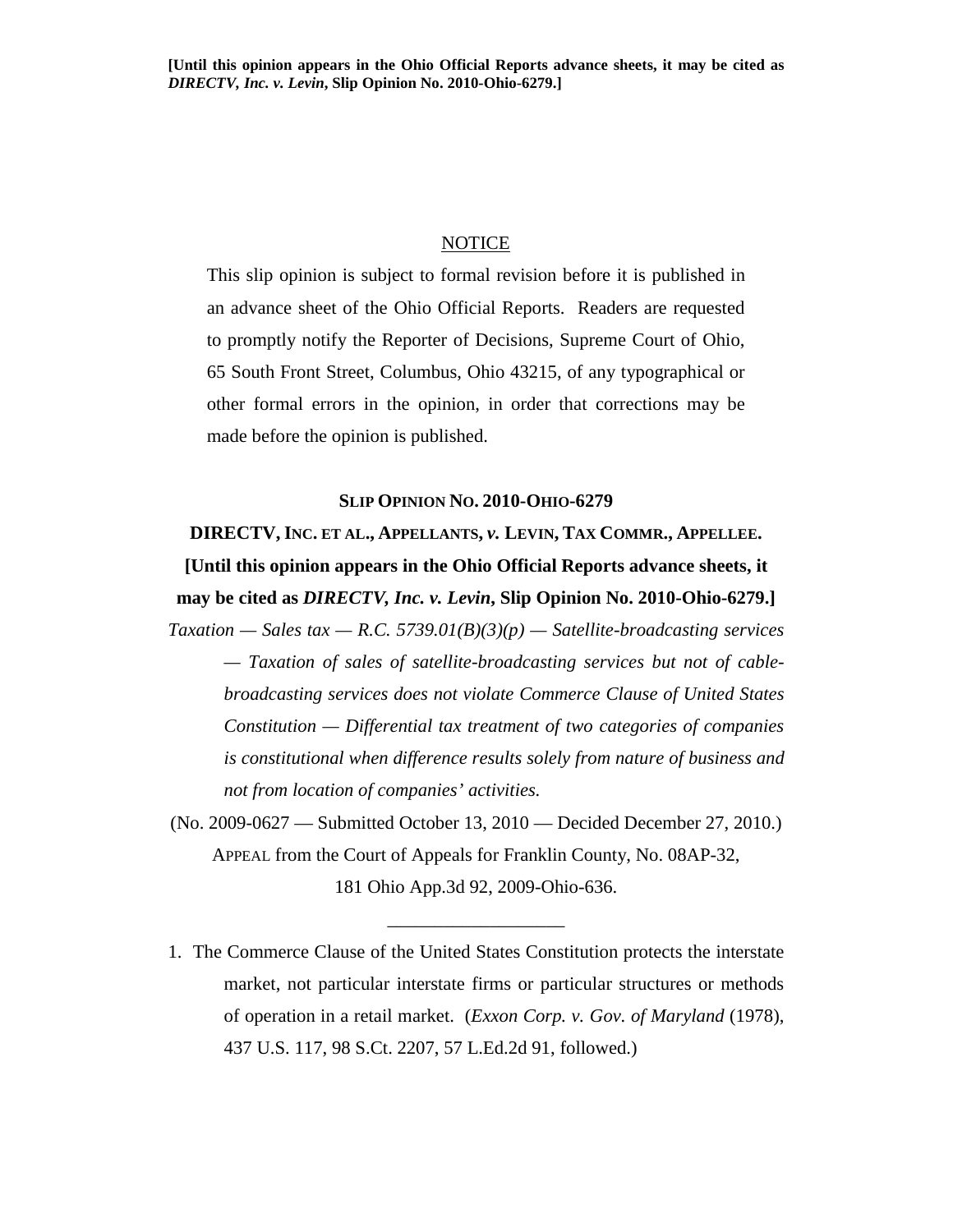[Until this opinion appears in the Ohio Official Reports advance sheets, it may be cited as *DIRECTV, Inc. v. Levin*, Slip Opinion No. 2010-Ohio-6279.]

NOTICE

This slip opinion is subject to formal revision before it is published in an advance sheet of the Ohio Official Reports. Readers are requested to promptly notify the Reporter of Decisions, Supreme Court of Ohio, 65 South Front Street, Columbus, Ohio 43215, of any typographical or other formal errors in the opinion, in order that corrections may be made before the opinion is published.

**SLIP OPINION NO. 2010-OHIO-6279**

**DIRECTV, INC. ET AL., APPELLANTS, *v.* LEVIN, TAX COMMR., APPELLEE.**

**[Until this opinion appears in the Ohio Official Reports advance sheets, it may be cited as *DIRECTV, Inc. v. Levin*, Slip Opinion No. 2010-Ohio-6279.]**

*Taxation — Sales tax — R.C. 5739.01(B)(3)(p) — Satellite-broadcasting services — Taxation of sales of satellite-broadcasting services but not of cable-broadcasting services does not violate Commerce Clause of United States Constitution — Differential tax treatment of two categories of companies is constitutional when difference results solely from nature of business and not from location of companies' activities.*

(No. 2009-0627 — Submitted October 13, 2010 — Decided December 27, 2010.)

APPEAL from the Court of Appeals for Franklin County, No. 08AP-32, 181 Ohio App.3d 92, 2009-Ohio-636.

\_\_\_\_\_\_\_\_\_\_\_\_\_\_\_\_\_\_\_

1. The Commerce Clause of the United States Constitution protects the interstate market, not particular interstate firms or particular structures or methods of operation in a retail market. (*Exxon Corp. v. Gov. of Maryland* (1978), 437 U.S. 117, 98 S.Ct. 2207, 57 L.Ed.2d 91, followed.)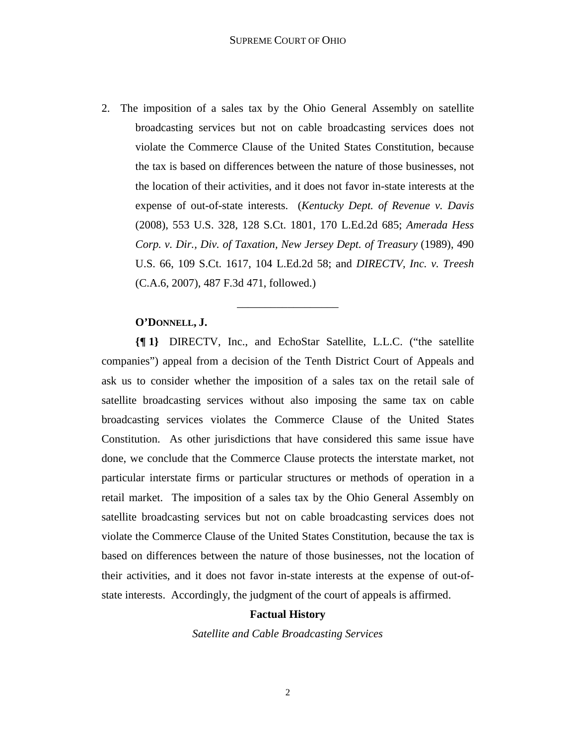2. The imposition of a sales tax by the Ohio General Assembly on satellite broadcasting services but not on cable broadcasting services does not violate the Commerce Clause of the United States Constitution, because the tax is based on differences between the nature of those businesses, not the location of their activities, and it does not favor in-state interests at the expense of out-of-state interests. (*Kentucky Dept. of Revenue v. Davis* (2008), 553 U.S. 328, 128 S.Ct. 1801, 170 L.Ed.2d 685; *Amerada Hess Corp. v. Dir., Div. of Taxation, New Jersey Dept. of Treasury* (1989), 490 U.S. 66, 109 S.Ct. 1617, 104 L.Ed.2d 58; and *DIRECTV, Inc. v. Treesh* (C.A.6, 2007), 487 F.3d 471, followed.)

---

**O'DONNELL, J.**

**{¶ 1}** DIRECTV, Inc., and EchoStar Satellite, L.L.C. ("the satellite companies") appeal from a decision of the Tenth District Court of Appeals and ask us to consider whether the imposition of a sales tax on the retail sale of satellite broadcasting services without also imposing the same tax on cable broadcasting services violates the Commerce Clause of the United States Constitution. As other jurisdictions that have considered this same issue have done, we conclude that the Commerce Clause protects the interstate market, not particular interstate firms or particular structures or methods of operation in a retail market. The imposition of a sales tax by the Ohio General Assembly on satellite broadcasting services but not on cable broadcasting services does not violate the Commerce Clause of the United States Constitution, because the tax is based on differences between the nature of those businesses, not the location of their activities, and it does not favor in-state interests at the expense of out-of-state interests. Accordingly, the judgment of the court of appeals is affirmed.

## Factual History

### *Satellite and Cable Broadcasting Services*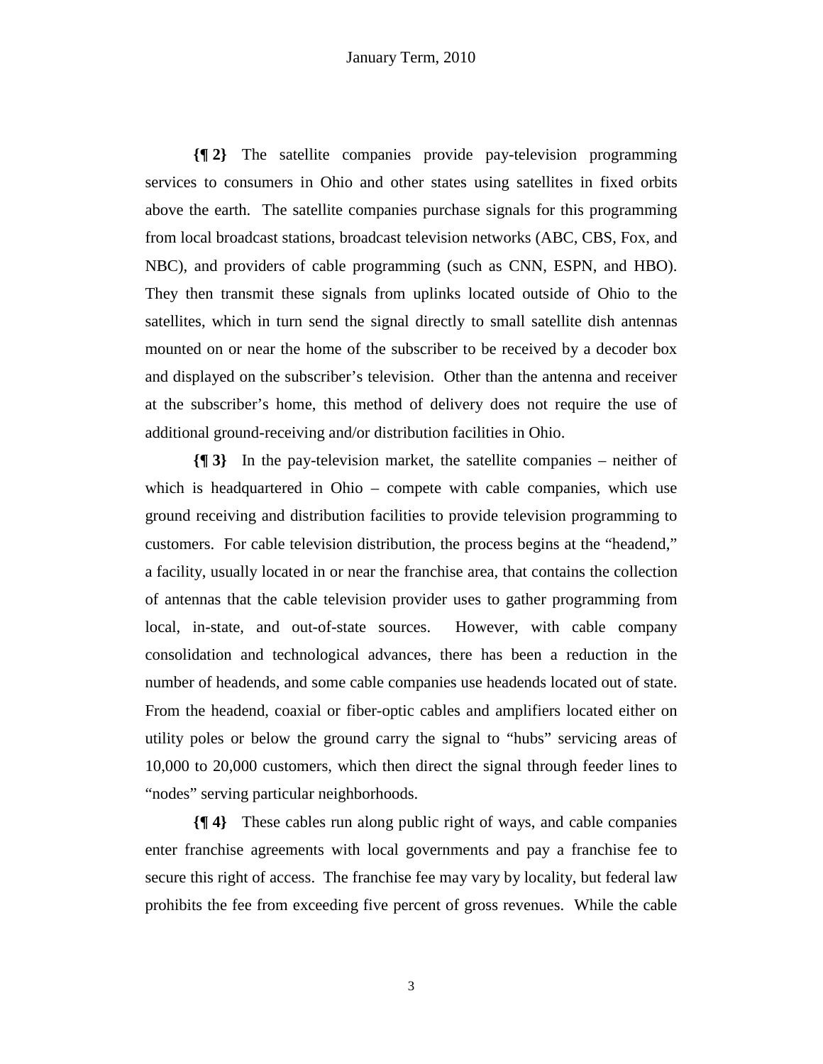**{¶ 2}** The satellite companies provide pay-television programming services to consumers in Ohio and other states using satellites in fixed orbits above the earth. The satellite companies purchase signals for this programming from local broadcast stations, broadcast television networks (ABC, CBS, Fox, and NBC), and providers of cable programming (such as CNN, ESPN, and HBO). They then transmit these signals from uplinks located outside of Ohio to the satellites, which in turn send the signal directly to small satellite dish antennas mounted on or near the home of the subscriber to be received by a decoder box and displayed on the subscriber's television. Other than the antenna and receiver at the subscriber's home, this method of delivery does not require the use of additional ground-receiving and/or distribution facilities in Ohio.

**{¶ 3}** In the pay-television market, the satellite companies – neither of which is headquartered in Ohio – compete with cable companies, which use ground receiving and distribution facilities to provide television programming to customers. For cable television distribution, the process begins at the "headend," a facility, usually located in or near the franchise area, that contains the collection of antennas that the cable television provider uses to gather programming from local, in-state, and out-of-state sources. However, with cable company consolidation and technological advances, there has been a reduction in the number of headends, and some cable companies use headends located out of state. From the headend, coaxial or fiber-optic cables and amplifiers located either on utility poles or below the ground carry the signal to "hubs" servicing areas of 10,000 to 20,000 customers, which then direct the signal through feeder lines to "nodes" serving particular neighborhoods.

**{¶ 4}** These cables run along public right of ways, and cable companies enter franchise agreements with local governments and pay a franchise fee to secure this right of access. The franchise fee may vary by locality, but federal law prohibits the fee from exceeding five percent of gross revenues. While the cable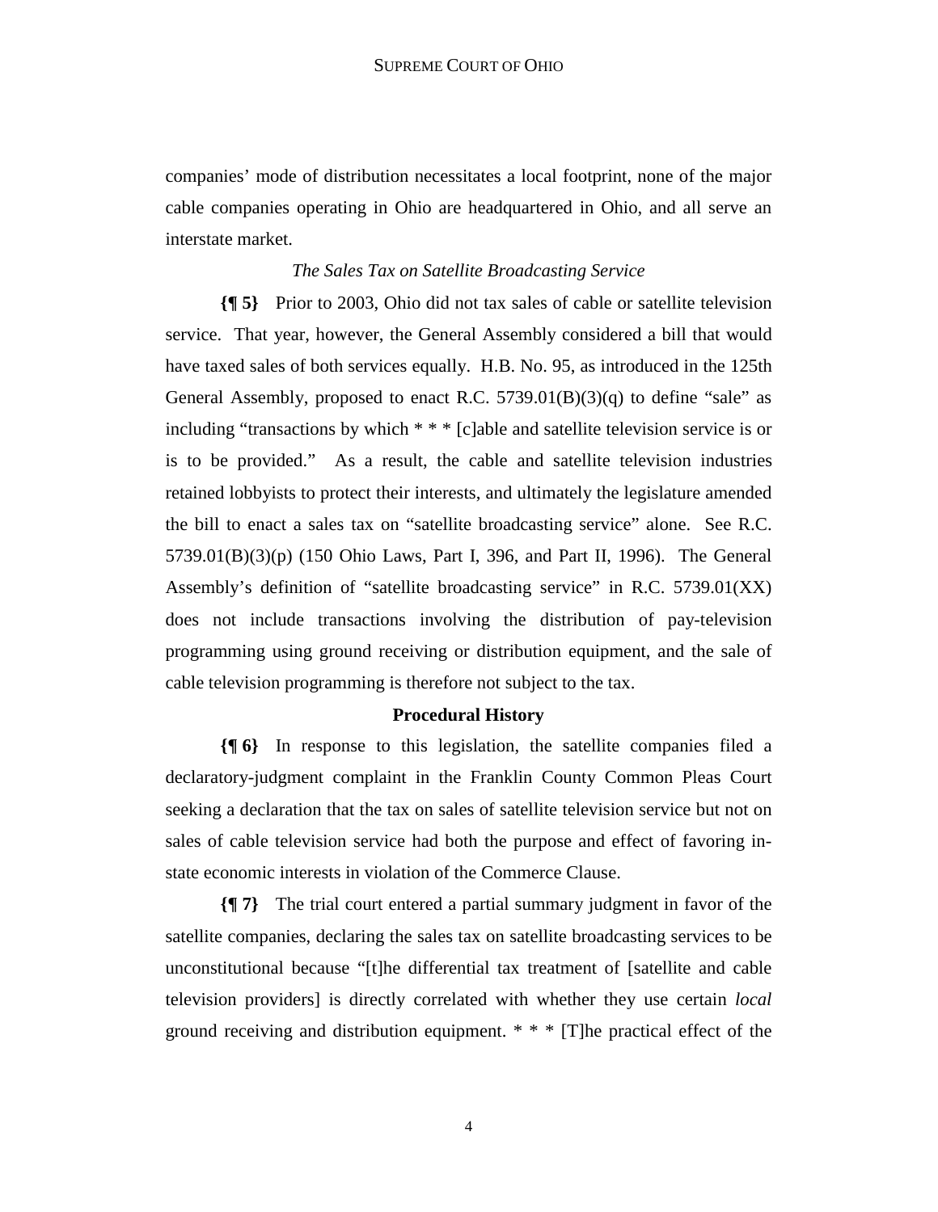companies' mode of distribution necessitates a local footprint, none of the major cable companies operating in Ohio are headquartered in Ohio, and all serve an interstate market.

*The Sales Tax on Satellite Broadcasting Service*

**{¶ 5}** Prior to 2003, Ohio did not tax sales of cable or satellite television service. That year, however, the General Assembly considered a bill that would have taxed sales of both services equally. H.B. No. 95, as introduced in the 125th General Assembly, proposed to enact R.C. 5739.01(B)(3)(q) to define "sale" as including "transactions by which * * * [c]able and satellite television service is or is to be provided." As a result, the cable and satellite television industries retained lobbyists to protect their interests, and ultimately the legislature amended the bill to enact a sales tax on "satellite broadcasting service" alone. See R.C. 5739.01(B)(3)(p) (150 Ohio Laws, Part I, 396, and Part II, 1996). The General Assembly's definition of "satellite broadcasting service" in R.C. 5739.01(XX) does not include transactions involving the distribution of pay-television programming using ground receiving or distribution equipment, and the sale of cable television programming is therefore not subject to the tax.

**Procedural History**

**{¶ 6}** In response to this legislation, the satellite companies filed a declaratory-judgment complaint in the Franklin County Common Pleas Court seeking a declaration that the tax on sales of satellite television service but not on sales of cable television service had both the purpose and effect of favoring in-state economic interests in violation of the Commerce Clause.

**{¶ 7}** The trial court entered a partial summary judgment in favor of the satellite companies, declaring the sales tax on satellite broadcasting services to be unconstitutional because "[t]he differential tax treatment of [satellite and cable television providers] is directly correlated with whether they use certain *local* ground receiving and distribution equipment. * * * [T]he practical effect of the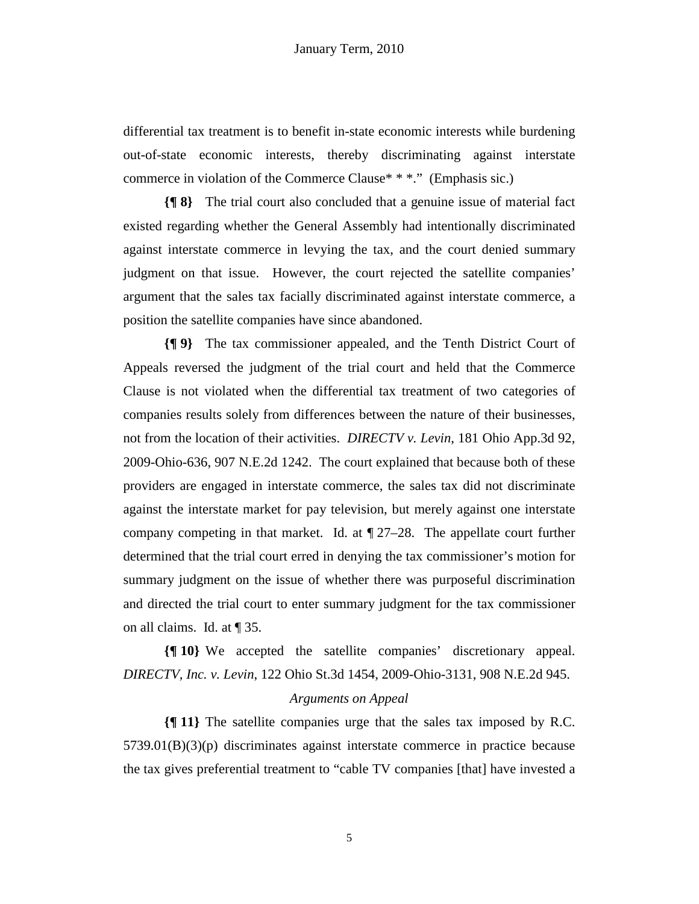differential tax treatment is to benefit in-state economic interests while burdening out-of-state economic interests, thereby discriminating against interstate commerce in violation of the Commerce Clause* * *." (Emphasis sic.)

**{¶ 8}** The trial court also concluded that a genuine issue of material fact existed regarding whether the General Assembly had intentionally discriminated against interstate commerce in levying the tax, and the court denied summary judgment on that issue. However, the court rejected the satellite companies' argument that the sales tax facially discriminated against interstate commerce, a position the satellite companies have since abandoned.

**{¶ 9}** The tax commissioner appealed, and the Tenth District Court of Appeals reversed the judgment of the trial court and held that the Commerce Clause is not violated when the differential tax treatment of two categories of companies results solely from differences between the nature of their businesses, not from the location of their activities. *DIRECTV v. Levin*, 181 Ohio App.3d 92, 2009-Ohio-636, 907 N.E.2d 1242. The court explained that because both of these providers are engaged in interstate commerce, the sales tax did not discriminate against the interstate market for pay television, but merely against one interstate company competing in that market. Id. at ¶ 27–28. The appellate court further determined that the trial court erred in denying the tax commissioner's motion for summary judgment on the issue of whether there was purposeful discrimination and directed the trial court to enter summary judgment for the tax commissioner on all claims. Id. at ¶ 35.

**{¶ 10}** We accepted the satellite companies' discretionary appeal. *DIRECTV, Inc. v. Levin*, 122 Ohio St.3d 1454, 2009-Ohio-3131, 908 N.E.2d 945.

*Arguments on Appeal*

**{¶ 11}** The satellite companies urge that the sales tax imposed by R.C. 5739.01(B)(3)(p) discriminates against interstate commerce in practice because the tax gives preferential treatment to "cable TV companies [that] have invested a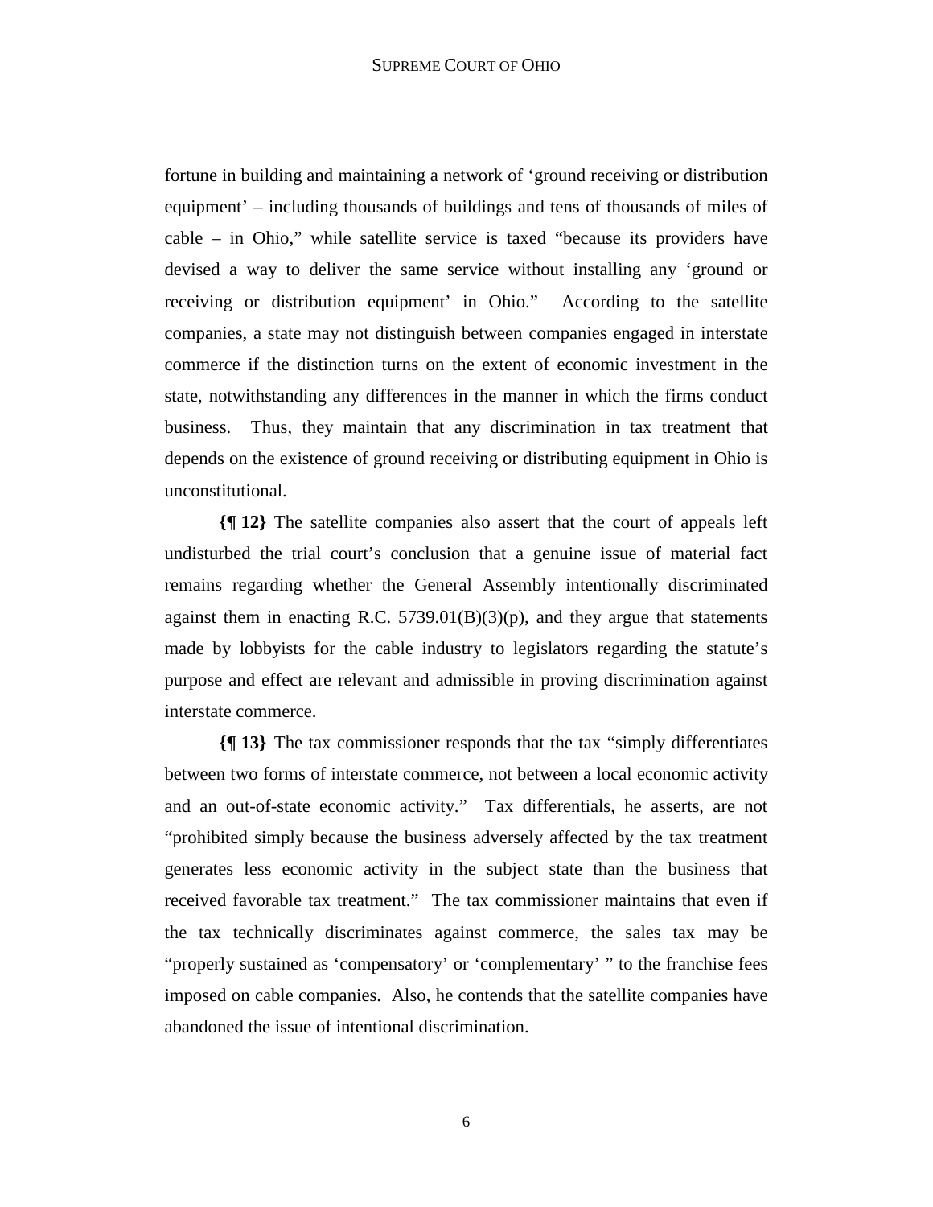fortune in building and maintaining a network of 'ground receiving or distribution equipment' – including thousands of buildings and tens of thousands of miles of cable – in Ohio," while satellite service is taxed "because its providers have devised a way to deliver the same service without installing any 'ground or receiving or distribution equipment' in Ohio." According to the satellite companies, a state may not distinguish between companies engaged in interstate commerce if the distinction turns on the extent of economic investment in the state, notwithstanding any differences in the manner in which the firms conduct business. Thus, they maintain that any discrimination in tax treatment that depends on the existence of ground receiving or distributing equipment in Ohio is unconstitutional.

**{¶ 12}** The satellite companies also assert that the court of appeals left undisturbed the trial court's conclusion that a genuine issue of material fact remains regarding whether the General Assembly intentionally discriminated against them in enacting R.C. 5739.01(B)(3)(p), and they argue that statements made by lobbyists for the cable industry to legislators regarding the statute's purpose and effect are relevant and admissible in proving discrimination against interstate commerce.

**{¶ 13}** The tax commissioner responds that the tax "simply differentiates between two forms of interstate commerce, not between a local economic activity and an out-of-state economic activity." Tax differentials, he asserts, are not "prohibited simply because the business adversely affected by the tax treatment generates less economic activity in the subject state than the business that received favorable tax treatment." The tax commissioner maintains that even if the tax technically discriminates against commerce, the sales tax may be "properly sustained as 'compensatory' or 'complementary' " to the franchise fees imposed on cable companies. Also, he contends that the satellite companies have abandoned the issue of intentional discrimination.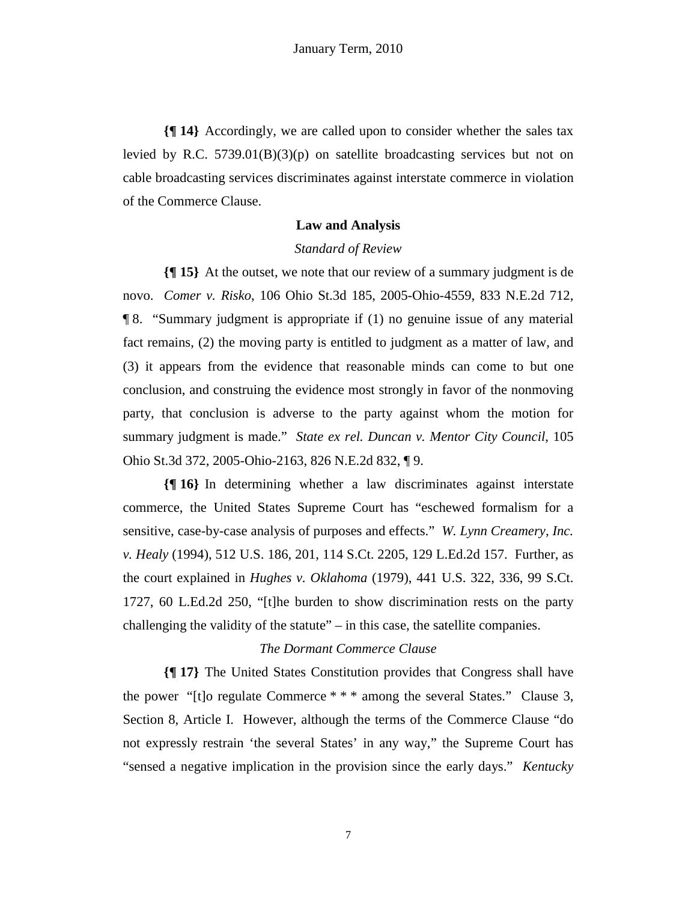**{¶ 14}** Accordingly, we are called upon to consider whether the sales tax levied by R.C. 5739.01(B)(3)(p) on satellite broadcasting services but not on cable broadcasting services discriminates against interstate commerce in violation of the Commerce Clause.

**Law and Analysis**

*Standard of Review*

**{¶ 15}** At the outset, we note that our review of a summary judgment is de novo. *Comer v. Risko*, 106 Ohio St.3d 185, 2005-Ohio-4559, 833 N.E.2d 712, ¶ 8. "Summary judgment is appropriate if (1) no genuine issue of any material fact remains, (2) the moving party is entitled to judgment as a matter of law, and (3) it appears from the evidence that reasonable minds can come to but one conclusion, and construing the evidence most strongly in favor of the nonmoving party, that conclusion is adverse to the party against whom the motion for summary judgment is made." *State ex rel. Duncan v. Mentor City Council*, 105 Ohio St.3d 372, 2005-Ohio-2163, 826 N.E.2d 832, ¶ 9.

**{¶ 16}** In determining whether a law discriminates against interstate commerce, the United States Supreme Court has "eschewed formalism for a sensitive, case-by-case analysis of purposes and effects." *W. Lynn Creamery, Inc. v. Healy* (1994), 512 U.S. 186, 201, 114 S.Ct. 2205, 129 L.Ed.2d 157. Further, as the court explained in *Hughes v. Oklahoma* (1979), 441 U.S. 322, 336, 99 S.Ct. 1727, 60 L.Ed.2d 250, "[t]he burden to show discrimination rests on the party challenging the validity of the statute" – in this case, the satellite companies.

*The Dormant Commerce Clause*

**{¶ 17}** The United States Constitution provides that Congress shall have the power "[t]o regulate Commerce * * * among the several States." Clause 3, Section 8, Article I. However, although the terms of the Commerce Clause "do not expressly restrain 'the several States' in any way," the Supreme Court has "sensed a negative implication in the provision since the early days." *Kentucky*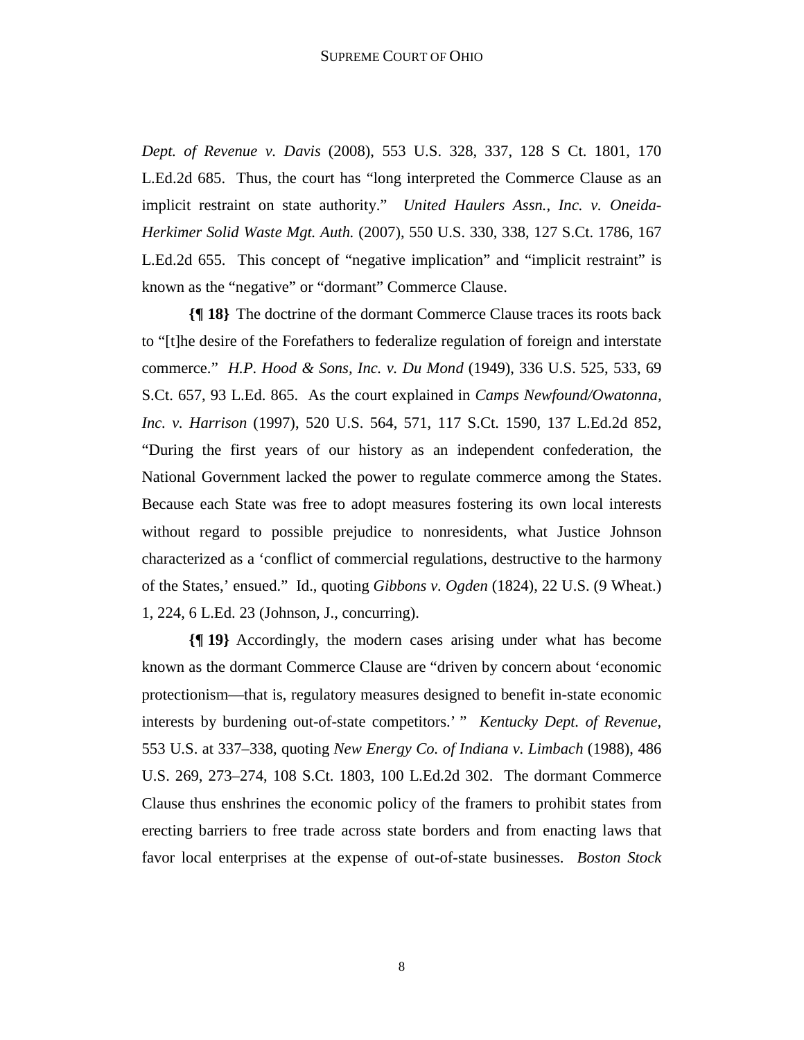*Dept. of Revenue v. Davis* (2008), 553 U.S. 328, 337, 128 S Ct. 1801, 170 L.Ed.2d 685. Thus, the court has "long interpreted the Commerce Clause as an implicit restraint on state authority." *United Haulers Assn., Inc. v. Oneida-Herkimer Solid Waste Mgt. Auth.* (2007), 550 U.S. 330, 338, 127 S.Ct. 1786, 167 L.Ed.2d 655. This concept of "negative implication" and "implicit restraint" is known as the "negative" or "dormant" Commerce Clause.

**{¶ 18}** The doctrine of the dormant Commerce Clause traces its roots back to "[t]he desire of the Forefathers to federalize regulation of foreign and interstate commerce." *H.P. Hood & Sons, Inc. v. Du Mond* (1949), 336 U.S. 525, 533, 69 S.Ct. 657, 93 L.Ed. 865. As the court explained in *Camps Newfound/Owatonna, Inc. v. Harrison* (1997), 520 U.S. 564, 571, 117 S.Ct. 1590, 137 L.Ed.2d 852, "During the first years of our history as an independent confederation, the National Government lacked the power to regulate commerce among the States. Because each State was free to adopt measures fostering its own local interests without regard to possible prejudice to nonresidents, what Justice Johnson characterized as a 'conflict of commercial regulations, destructive to the harmony of the States,' ensued." Id., quoting *Gibbons v. Ogden* (1824), 22 U.S. (9 Wheat.) 1, 224, 6 L.Ed. 23 (Johnson, J., concurring).

**{¶ 19}** Accordingly, the modern cases arising under what has become known as the dormant Commerce Clause are "driven by concern about 'economic protectionism—that is, regulatory measures designed to benefit in-state economic interests by burdening out-of-state competitors.' " *Kentucky Dept. of Revenue*, 553 U.S. at 337–338, quoting *New Energy Co. of Indiana v. Limbach* (1988), 486 U.S. 269, 273–274, 108 S.Ct. 1803, 100 L.Ed.2d 302. The dormant Commerce Clause thus enshrines the economic policy of the framers to prohibit states from erecting barriers to free trade across state borders and from enacting laws that favor local enterprises at the expense of out-of-state businesses. *Boston Stock*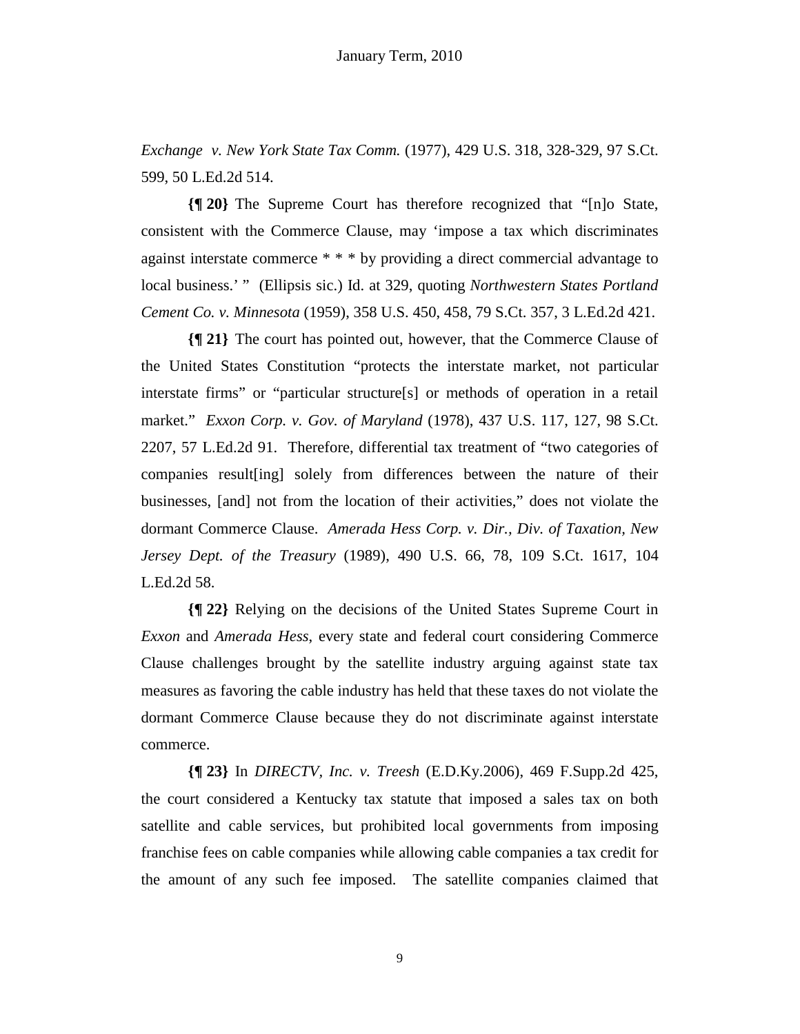*Exchange v. New York State Tax Comm.* (1977), 429 U.S. 318, 328-329, 97 S.Ct. 599, 50 L.Ed.2d 514.

**{¶ 20}** The Supreme Court has therefore recognized that "[n]o State, consistent with the Commerce Clause, may 'impose a tax which discriminates against interstate commerce * * * by providing a direct commercial advantage to local business.' " (Ellipsis sic.) Id. at 329, quoting *Northwestern States Portland Cement Co. v. Minnesota* (1959), 358 U.S. 450, 458, 79 S.Ct. 357, 3 L.Ed.2d 421.

**{¶ 21}** The court has pointed out, however, that the Commerce Clause of the United States Constitution "protects the interstate market, not particular interstate firms" or "particular structure[s] or methods of operation in a retail market." *Exxon Corp. v. Gov. of Maryland* (1978), 437 U.S. 117, 127, 98 S.Ct. 2207, 57 L.Ed.2d 91. Therefore, differential tax treatment of "two categories of companies result[ing] solely from differences between the nature of their businesses, [and] not from the location of their activities," does not violate the dormant Commerce Clause. *Amerada Hess Corp. v. Dir., Div. of Taxation, New Jersey Dept. of the Treasury* (1989), 490 U.S. 66, 78, 109 S.Ct. 1617, 104 L.Ed.2d 58.

**{¶ 22}** Relying on the decisions of the United States Supreme Court in *Exxon* and *Amerada Hess*, every state and federal court considering Commerce Clause challenges brought by the satellite industry arguing against state tax measures as favoring the cable industry has held that these taxes do not violate the dormant Commerce Clause because they do not discriminate against interstate commerce.

**{¶ 23}** In *DIRECTV, Inc. v. Treesh* (E.D.Ky.2006), 469 F.Supp.2d 425, the court considered a Kentucky tax statute that imposed a sales tax on both satellite and cable services, but prohibited local governments from imposing franchise fees on cable companies while allowing cable companies a tax credit for the amount of any such fee imposed. The satellite companies claimed that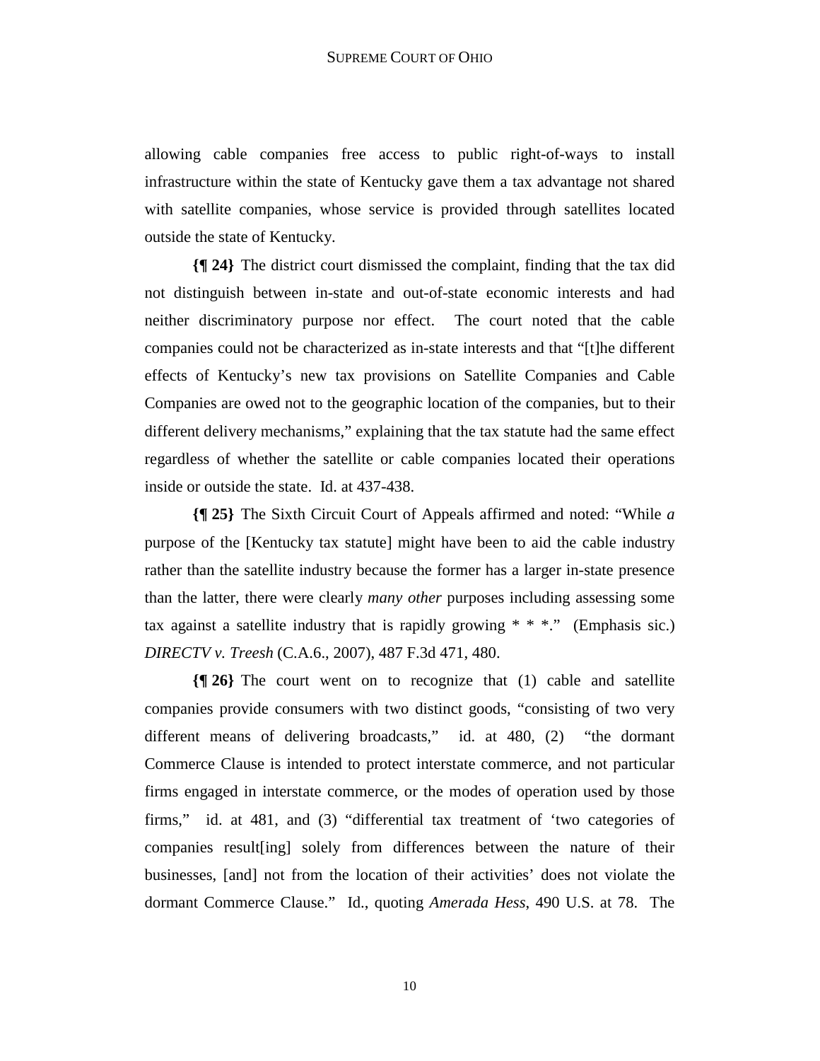allowing cable companies free access to public right-of-ways to install infrastructure within the state of Kentucky gave them a tax advantage not shared with satellite companies, whose service is provided through satellites located outside the state of Kentucky.

**{¶ 24}** The district court dismissed the complaint, finding that the tax did not distinguish between in-state and out-of-state economic interests and had neither discriminatory purpose nor effect. The court noted that the cable companies could not be characterized as in-state interests and that "[t]he different effects of Kentucky's new tax provisions on Satellite Companies and Cable Companies are owed not to the geographic location of the companies, but to their different delivery mechanisms," explaining that the tax statute had the same effect regardless of whether the satellite or cable companies located their operations inside or outside the state. Id. at 437-438.

**{¶ 25}** The Sixth Circuit Court of Appeals affirmed and noted: "While *a* purpose of the [Kentucky tax statute] might have been to aid the cable industry rather than the satellite industry because the former has a larger in-state presence than the latter, there were clearly *many other* purposes including assessing some tax against a satellite industry that is rapidly growing * * *." (Emphasis sic.) *DIRECTV v. Treesh* (C.A.6., 2007), 487 F.3d 471, 480.

**{¶ 26}** The court went on to recognize that (1) cable and satellite companies provide consumers with two distinct goods, "consisting of two very different means of delivering broadcasts," id. at 480, (2) "the dormant Commerce Clause is intended to protect interstate commerce, and not particular firms engaged in interstate commerce, or the modes of operation used by those firms," id. at 481, and (3) "differential tax treatment of 'two categories of companies result[ing] solely from differences between the nature of their businesses, [and] not from the location of their activities' does not violate the dormant Commerce Clause." Id., quoting *Amerada Hess*, 490 U.S. at 78. The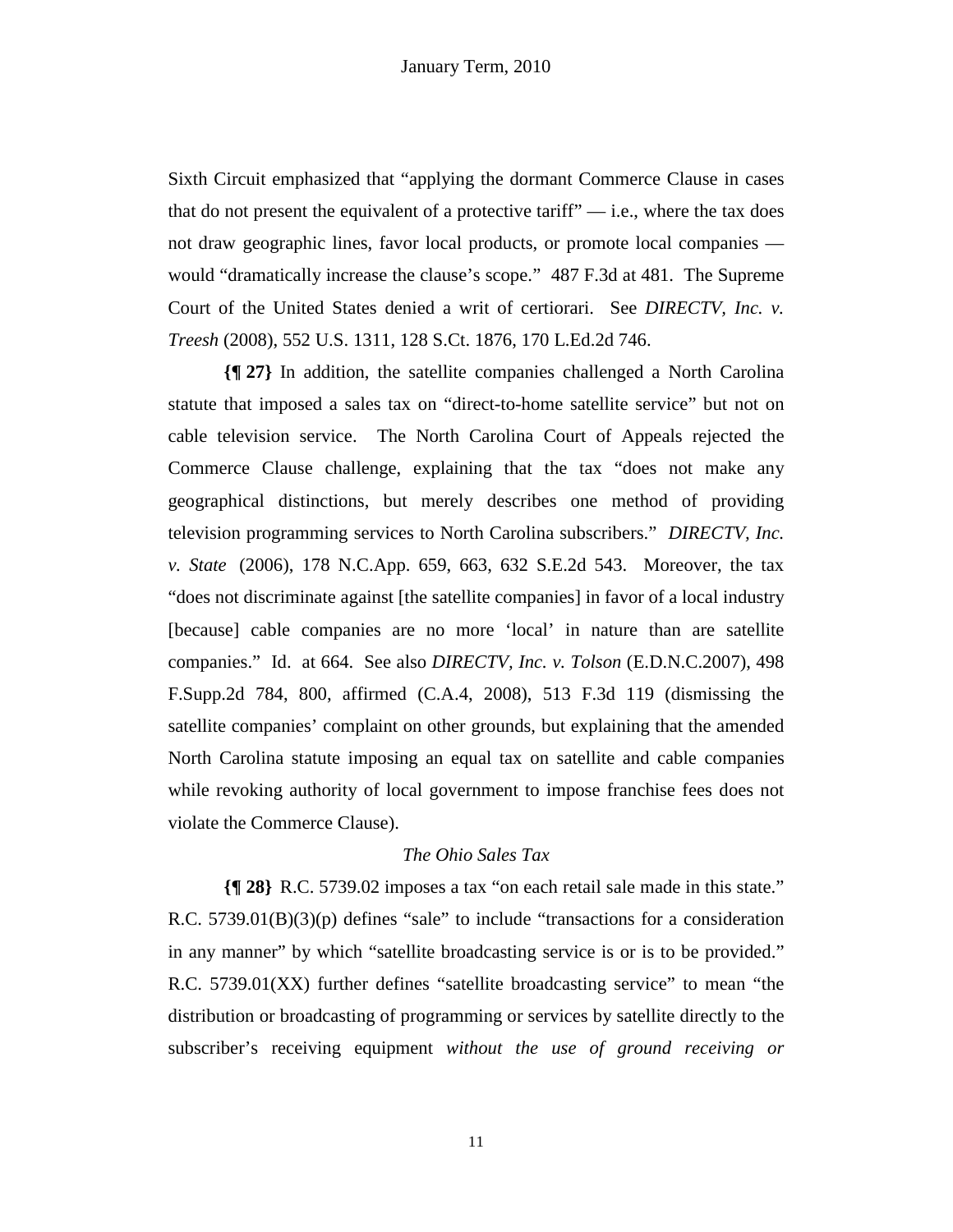Sixth Circuit emphasized that "applying the dormant Commerce Clause in cases that do not present the equivalent of a protective tariff" — i.e., where the tax does not draw geographic lines, favor local products, or promote local companies — would "dramatically increase the clause's scope." 487 F.3d at 481. The Supreme Court of the United States denied a writ of certiorari. See *DIRECTV, Inc. v. Treesh* (2008), 552 U.S. 1311, 128 S.Ct. 1876, 170 L.Ed.2d 746.

**{¶ 27}** In addition, the satellite companies challenged a North Carolina statute that imposed a sales tax on "direct-to-home satellite service" but not on cable television service. The North Carolina Court of Appeals rejected the Commerce Clause challenge, explaining that the tax "does not make any geographical distinctions, but merely describes one method of providing television programming services to North Carolina subscribers." *DIRECTV, Inc. v. State* (2006), 178 N.C.App. 659, 663, 632 S.E.2d 543. Moreover, the tax "does not discriminate against [the satellite companies] in favor of a local industry [because] cable companies are no more 'local' in nature than are satellite companies." Id. at 664. See also *DIRECTV, Inc. v. Tolson* (E.D.N.C.2007), 498 F.Supp.2d 784, 800, affirmed (C.A.4, 2008), 513 F.3d 119 (dismissing the satellite companies' complaint on other grounds, but explaining that the amended North Carolina statute imposing an equal tax on satellite and cable companies while revoking authority of local government to impose franchise fees does not violate the Commerce Clause).

*The Ohio Sales Tax*

**{¶ 28}** R.C. 5739.02 imposes a tax "on each retail sale made in this state." R.C. 5739.01(B)(3)(p) defines "sale" to include "transactions for a consideration in any manner" by which "satellite broadcasting service is or is to be provided." R.C. 5739.01(XX) further defines "satellite broadcasting service" to mean "the distribution or broadcasting of programming or services by satellite directly to the subscriber's receiving equipment *without the use of ground receiving or*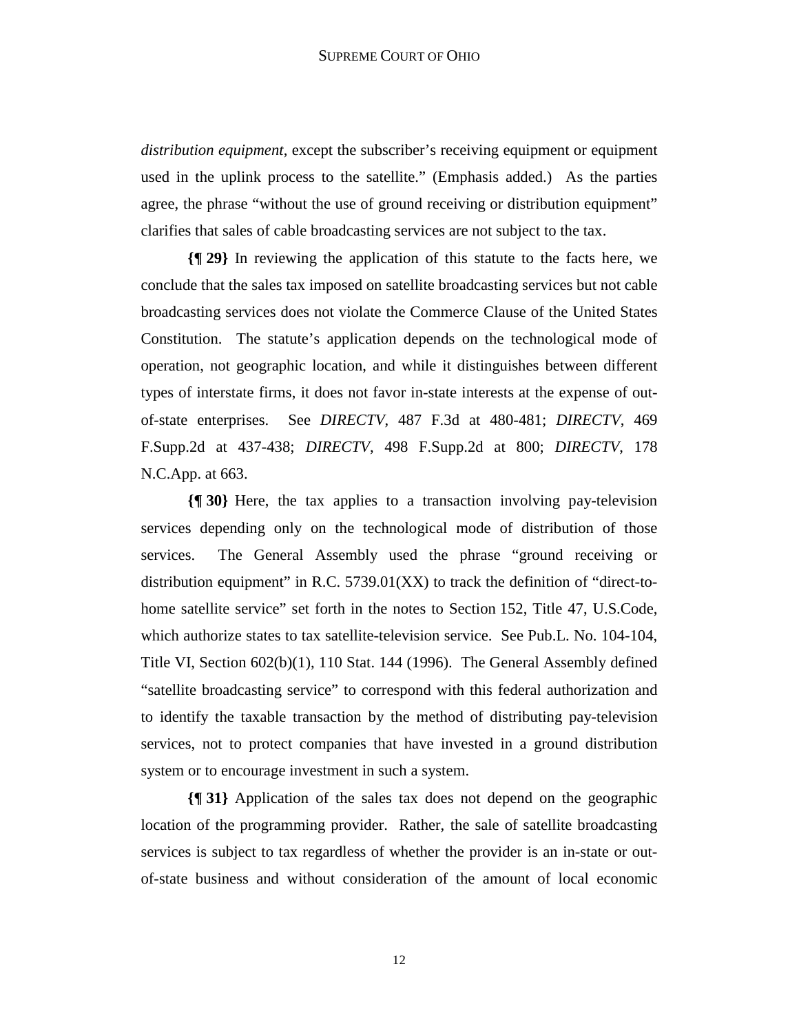*distribution equipment*, except the subscriber's receiving equipment or equipment used in the uplink process to the satellite." (Emphasis added.) As the parties agree, the phrase "without the use of ground receiving or distribution equipment" clarifies that sales of cable broadcasting services are not subject to the tax.

**{¶ 29}** In reviewing the application of this statute to the facts here, we conclude that the sales tax imposed on satellite broadcasting services but not cable broadcasting services does not violate the Commerce Clause of the United States Constitution. The statute's application depends on the technological mode of operation, not geographic location, and while it distinguishes between different types of interstate firms, it does not favor in-state interests at the expense of out-of-state enterprises. See *DIRECTV*, 487 F.3d at 480-481; *DIRECTV*, 469 F.Supp.2d at 437-438; *DIRECTV*, 498 F.Supp.2d at 800; *DIRECTV*, 178 N.C.App. at 663.

**{¶ 30}** Here, the tax applies to a transaction involving pay-television services depending only on the technological mode of distribution of those services. The General Assembly used the phrase "ground receiving or distribution equipment" in R.C. 5739.01(XX) to track the definition of "direct-to-home satellite service" set forth in the notes to Section 152, Title 47, U.S.Code, which authorize states to tax satellite-television service. See Pub.L. No. 104-104, Title VI, Section 602(b)(1), 110 Stat. 144 (1996). The General Assembly defined "satellite broadcasting service" to correspond with this federal authorization and to identify the taxable transaction by the method of distributing pay-television services, not to protect companies that have invested in a ground distribution system or to encourage investment in such a system.

**{¶ 31}** Application of the sales tax does not depend on the geographic location of the programming provider. Rather, the sale of satellite broadcasting services is subject to tax regardless of whether the provider is an in-state or out-of-state business and without consideration of the amount of local economic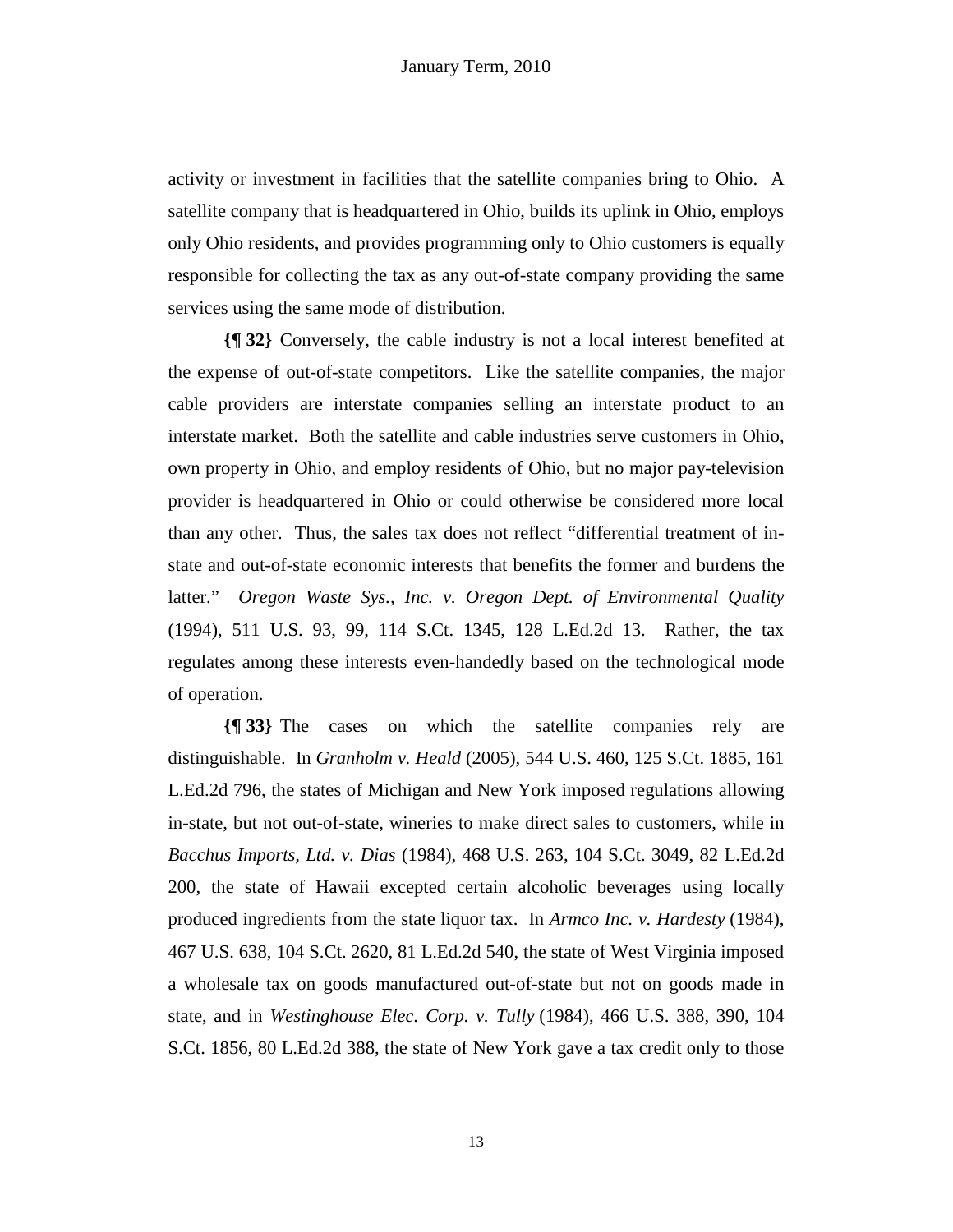activity or investment in facilities that the satellite companies bring to Ohio. A satellite company that is headquartered in Ohio, builds its uplink in Ohio, employs only Ohio residents, and provides programming only to Ohio customers is equally responsible for collecting the tax as any out-of-state company providing the same services using the same mode of distribution.

**{¶ 32}** Conversely, the cable industry is not a local interest benefited at the expense of out-of-state competitors. Like the satellite companies, the major cable providers are interstate companies selling an interstate product to an interstate market. Both the satellite and cable industries serve customers in Ohio, own property in Ohio, and employ residents of Ohio, but no major pay-television provider is headquartered in Ohio or could otherwise be considered more local than any other. Thus, the sales tax does not reflect "differential treatment of in-state and out-of-state economic interests that benefits the former and burdens the latter." *Oregon Waste Sys., Inc. v. Oregon Dept. of Environmental Quality* (1994), 511 U.S. 93, 99, 114 S.Ct. 1345, 128 L.Ed.2d 13. Rather, the tax regulates among these interests even-handedly based on the technological mode of operation.

**{¶ 33}** The cases on which the satellite companies rely are distinguishable. In *Granholm v. Heald* (2005), 544 U.S. 460, 125 S.Ct. 1885, 161 L.Ed.2d 796, the states of Michigan and New York imposed regulations allowing in-state, but not out-of-state, wineries to make direct sales to customers, while in *Bacchus Imports, Ltd. v. Dias* (1984), 468 U.S. 263, 104 S.Ct. 3049, 82 L.Ed.2d 200, the state of Hawaii excepted certain alcoholic beverages using locally produced ingredients from the state liquor tax. In *Armco Inc. v. Hardesty* (1984), 467 U.S. 638, 104 S.Ct. 2620, 81 L.Ed.2d 540, the state of West Virginia imposed a wholesale tax on goods manufactured out-of-state but not on goods made in state, and in *Westinghouse Elec. Corp. v. Tully* (1984), 466 U.S. 388, 390, 104 S.Ct. 1856, 80 L.Ed.2d 388, the state of New York gave a tax credit only to those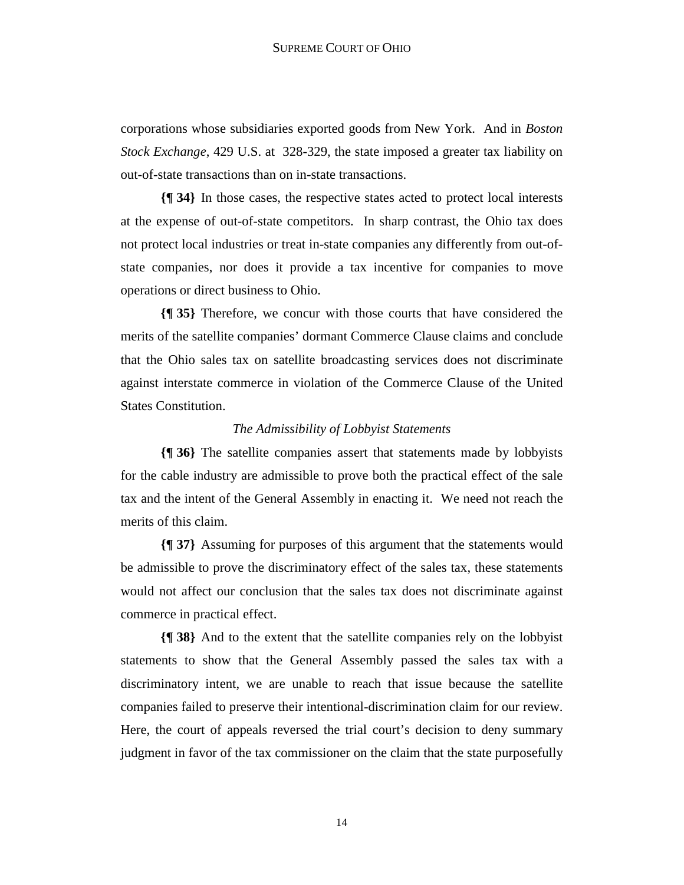corporations whose subsidiaries exported goods from New York. And in *Boston Stock Exchange*, 429 U.S. at 328-329, the state imposed a greater tax liability on out-of-state transactions than on in-state transactions.

**{¶ 34}** In those cases, the respective states acted to protect local interests at the expense of out-of-state competitors. In sharp contrast, the Ohio tax does not protect local industries or treat in-state companies any differently from out-of-state companies, nor does it provide a tax incentive for companies to move operations or direct business to Ohio.

**{¶ 35}** Therefore, we concur with those courts that have considered the merits of the satellite companies' dormant Commerce Clause claims and conclude that the Ohio sales tax on satellite broadcasting services does not discriminate against interstate commerce in violation of the Commerce Clause of the United States Constitution.

*The Admissibility of Lobbyist Statements*

**{¶ 36}** The satellite companies assert that statements made by lobbyists for the cable industry are admissible to prove both the practical effect of the sale tax and the intent of the General Assembly in enacting it. We need not reach the merits of this claim.

**{¶ 37}** Assuming for purposes of this argument that the statements would be admissible to prove the discriminatory effect of the sales tax, these statements would not affect our conclusion that the sales tax does not discriminate against commerce in practical effect.

**{¶ 38}** And to the extent that the satellite companies rely on the lobbyist statements to show that the General Assembly passed the sales tax with a discriminatory intent, we are unable to reach that issue because the satellite companies failed to preserve their intentional-discrimination claim for our review. Here, the court of appeals reversed the trial court's decision to deny summary judgment in favor of the tax commissioner on the claim that the state purposefully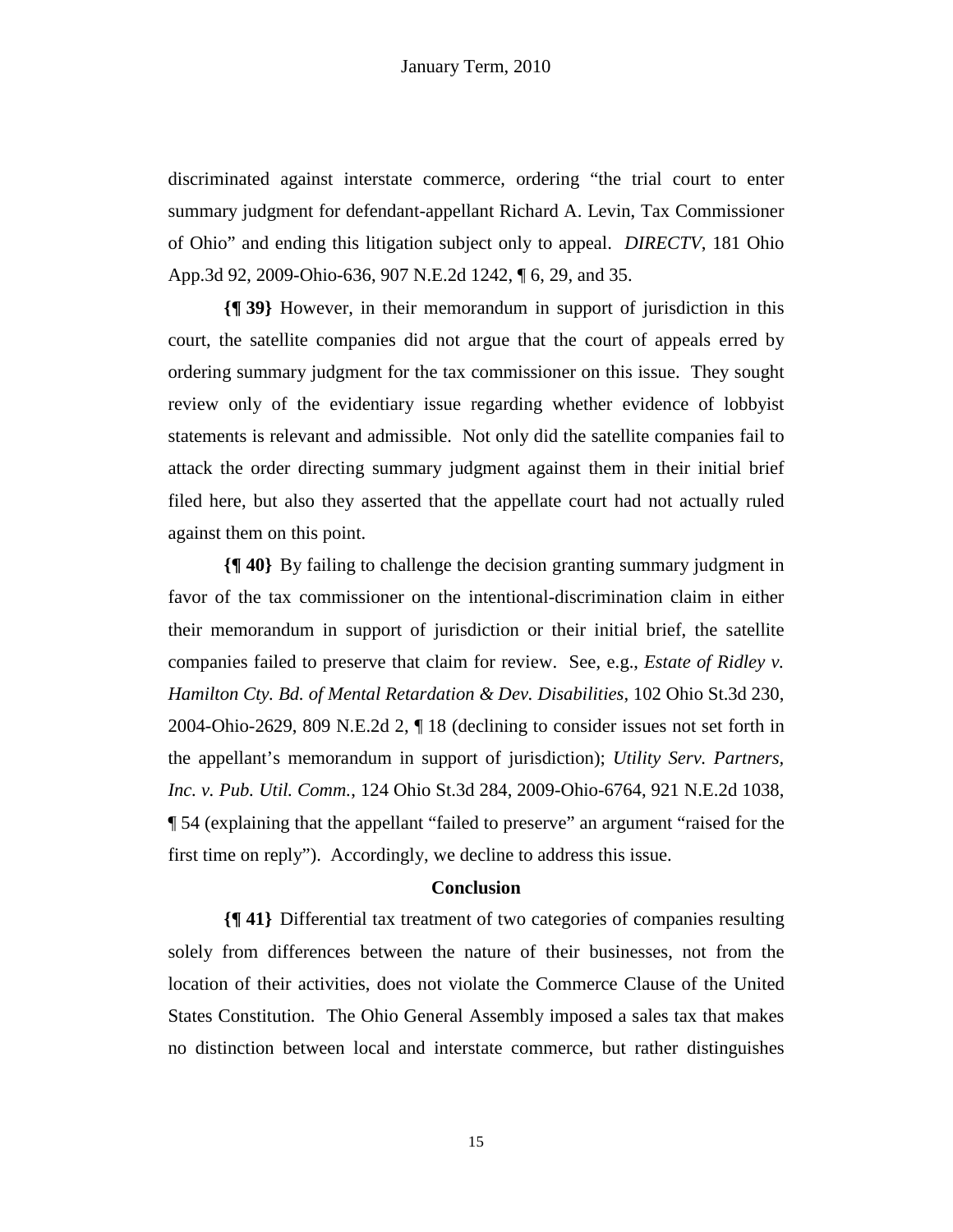discriminated against interstate commerce, ordering "the trial court to enter summary judgment for defendant-appellant Richard A. Levin, Tax Commissioner of Ohio" and ending this litigation subject only to appeal. *DIRECTV*, 181 Ohio App.3d 92, 2009-Ohio-636, 907 N.E.2d 1242, ¶ 6, 29, and 35.

**{¶ 39}** However, in their memorandum in support of jurisdiction in this court, the satellite companies did not argue that the court of appeals erred by ordering summary judgment for the tax commissioner on this issue. They sought review only of the evidentiary issue regarding whether evidence of lobbyist statements is relevant and admissible. Not only did the satellite companies fail to attack the order directing summary judgment against them in their initial brief filed here, but also they asserted that the appellate court had not actually ruled against them on this point.

**{¶ 40}** By failing to challenge the decision granting summary judgment in favor of the tax commissioner on the intentional-discrimination claim in either their memorandum in support of jurisdiction or their initial brief, the satellite companies failed to preserve that claim for review. See, e.g., *Estate of Ridley v. Hamilton Cty. Bd. of Mental Retardation & Dev. Disabilities*, 102 Ohio St.3d 230, 2004-Ohio-2629, 809 N.E.2d 2, ¶ 18 (declining to consider issues not set forth in the appellant's memorandum in support of jurisdiction); *Utility Serv. Partners, Inc. v. Pub. Util. Comm.*, 124 Ohio St.3d 284, 2009-Ohio-6764, 921 N.E.2d 1038, ¶ 54 (explaining that the appellant "failed to preserve" an argument "raised for the first time on reply"). Accordingly, we decline to address this issue.

## Conclusion

**{¶ 41}** Differential tax treatment of two categories of companies resulting solely from differences between the nature of their businesses, not from the location of their activities, does not violate the Commerce Clause of the United States Constitution. The Ohio General Assembly imposed a sales tax that makes no distinction between local and interstate commerce, but rather distinguishes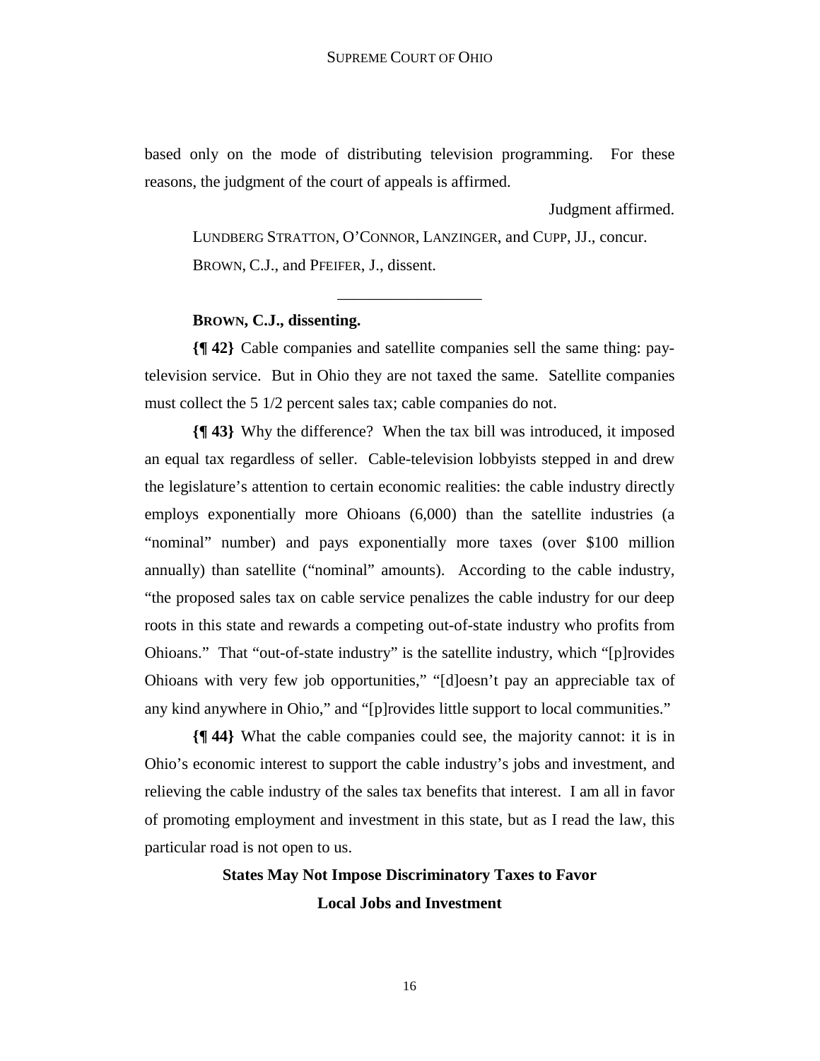based only on the mode of distributing television programming. For these reasons, the judgment of the court of appeals is affirmed.

Judgment affirmed.

LUNDBERG STRATTON, O'CONNOR, LANZINGER, and CUPP, JJ., concur.

BROWN, C.J., and PFEIFER, J., dissent.

---

**BROWN, C.J., dissenting.**

**{¶ 42}** Cable companies and satellite companies sell the same thing: pay-television service. But in Ohio they are not taxed the same. Satellite companies must collect the 5 1/2 percent sales tax; cable companies do not.

**{¶ 43}** Why the difference? When the tax bill was introduced, it imposed an equal tax regardless of seller. Cable-television lobbyists stepped in and drew the legislature's attention to certain economic realities: the cable industry directly employs exponentially more Ohioans (6,000) than the satellite industries (a "nominal" number) and pays exponentially more taxes (over $100 million annually) than satellite ("nominal" amounts). According to the cable industry, "the proposed sales tax on cable service penalizes the cable industry for our deep roots in this state and rewards a competing out-of-state industry who profits from Ohioans." That "out-of-state industry" is the satellite industry, which "[p]rovides Ohioans with very few job opportunities," "[d]oesn't pay an appreciable tax of any kind anywhere in Ohio," and "[p]rovides little support to local communities."

**{¶ 44}** What the cable companies could see, the majority cannot: it is in Ohio's economic interest to support the cable industry's jobs and investment, and relieving the cable industry of the sales tax benefits that interest. I am all in favor of promoting employment and investment in this state, but as I read the law, this particular road is not open to us.

## States May Not Impose Discriminatory Taxes to Favor Local Jobs and Investment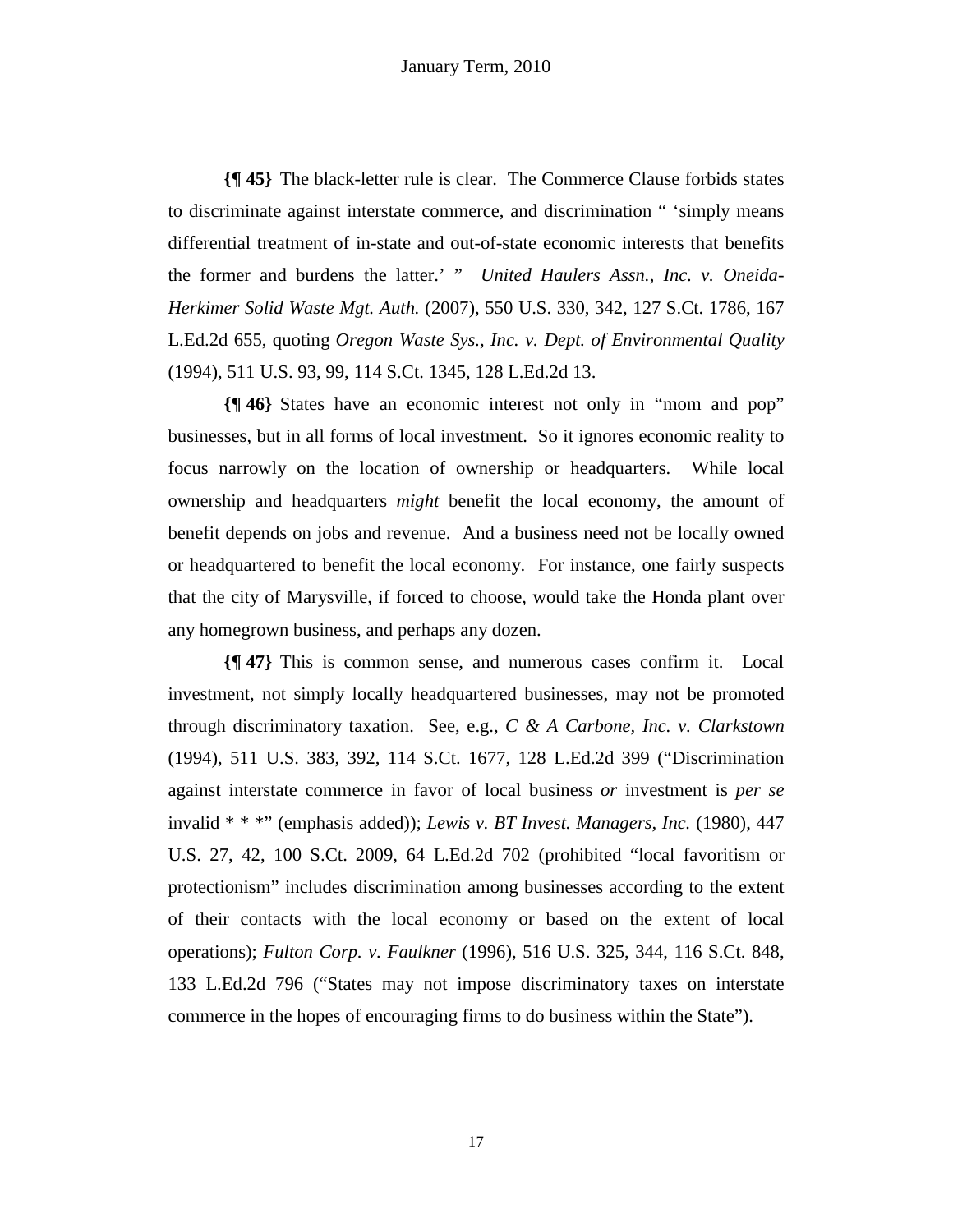**{¶ 45}** The black-letter rule is clear. The Commerce Clause forbids states to discriminate against interstate commerce, and discrimination " 'simply means differential treatment of in-state and out-of-state economic interests that benefits the former and burdens the latter.' " *United Haulers Assn., Inc. v. Oneida-Herkimer Solid Waste Mgt. Auth.* (2007), 550 U.S. 330, 342, 127 S.Ct. 1786, 167 L.Ed.2d 655, quoting *Oregon Waste Sys., Inc. v. Dept. of Environmental Quality* (1994), 511 U.S. 93, 99, 114 S.Ct. 1345, 128 L.Ed.2d 13.

**{¶ 46}** States have an economic interest not only in "mom and pop" businesses, but in all forms of local investment. So it ignores economic reality to focus narrowly on the location of ownership or headquarters. While local ownership and headquarters *might* benefit the local economy, the amount of benefit depends on jobs and revenue. And a business need not be locally owned or headquartered to benefit the local economy. For instance, one fairly suspects that the city of Marysville, if forced to choose, would take the Honda plant over any homegrown business, and perhaps any dozen.

**{¶ 47}** This is common sense, and numerous cases confirm it. Local investment, not simply locally headquartered businesses, may not be promoted through discriminatory taxation. See, e.g., *C & A Carbone, Inc. v. Clarkstown* (1994), 511 U.S. 383, 392, 114 S.Ct. 1677, 128 L.Ed.2d 399 ("Discrimination against interstate commerce in favor of local business *or* investment is *per se* invalid * * *" (emphasis added)); *Lewis v. BT Invest. Managers, Inc.* (1980), 447 U.S. 27, 42, 100 S.Ct. 2009, 64 L.Ed.2d 702 (prohibited "local favoritism or protectionism" includes discrimination among businesses according to the extent of their contacts with the local economy or based on the extent of local operations); *Fulton Corp. v. Faulkner* (1996), 516 U.S. 325, 344, 116 S.Ct. 848, 133 L.Ed.2d 796 ("States may not impose discriminatory taxes on interstate commerce in the hopes of encouraging firms to do business within the State").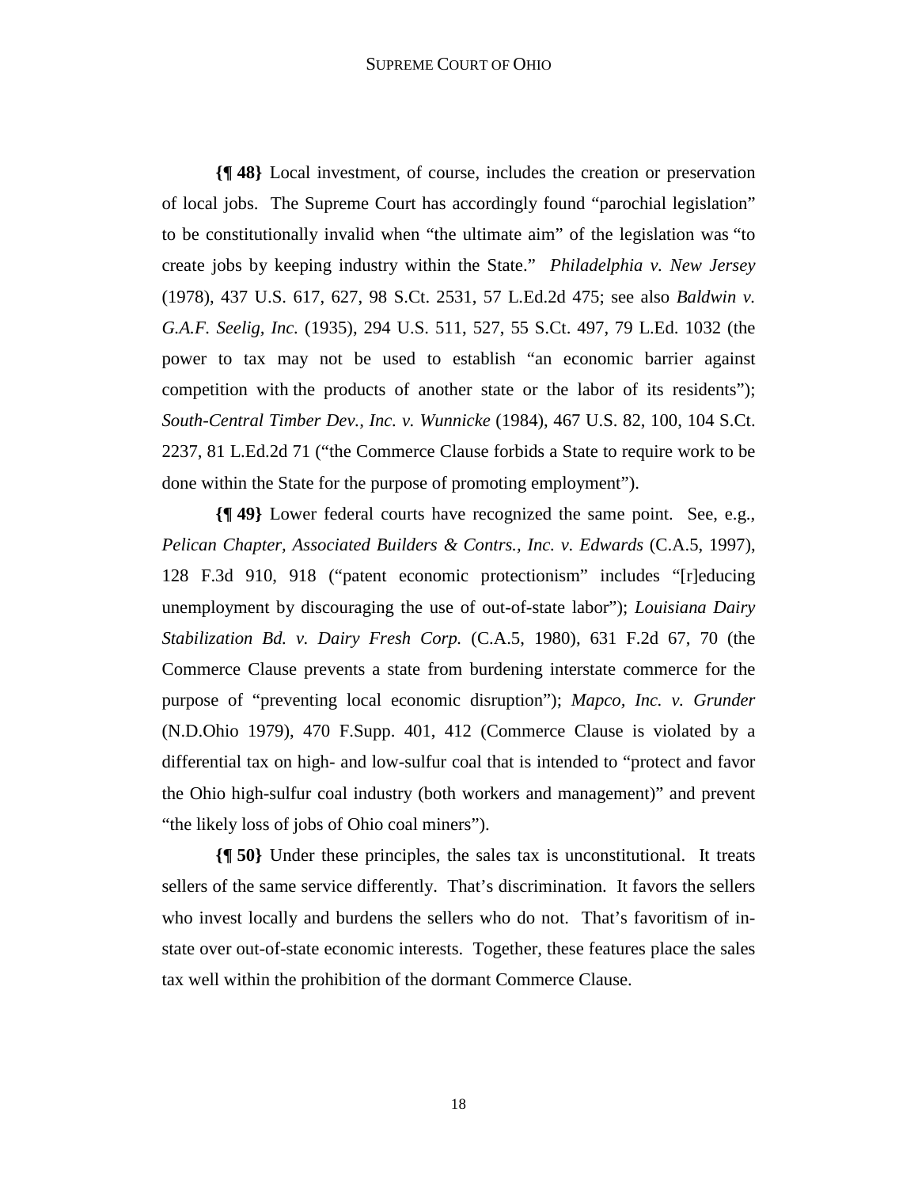**{¶ 48}** Local investment, of course, includes the creation or preservation of local jobs. The Supreme Court has accordingly found "parochial legislation" to be constitutionally invalid when "the ultimate aim" of the legislation was "to create jobs by keeping industry within the State." *Philadelphia v. New Jersey* (1978), 437 U.S. 617, 627, 98 S.Ct. 2531, 57 L.Ed.2d 475; see also *Baldwin v. G.A.F. Seelig, Inc.* (1935), 294 U.S. 511, 527, 55 S.Ct. 497, 79 L.Ed. 1032 (the power to tax may not be used to establish "an economic barrier against competition with the products of another state or the labor of its residents"); *South-Central Timber Dev., Inc. v. Wunnicke* (1984), 467 U.S. 82, 100, 104 S.Ct. 2237, 81 L.Ed.2d 71 ("the Commerce Clause forbids a State to require work to be done within the State for the purpose of promoting employment").

**{¶ 49}** Lower federal courts have recognized the same point. See, e.g., *Pelican Chapter, Associated Builders & Contrs., Inc. v. Edwards* (C.A.5, 1997), 128 F.3d 910, 918 ("patent economic protectionism" includes "[r]educing unemployment by discouraging the use of out-of-state labor"); *Louisiana Dairy Stabilization Bd. v. Dairy Fresh Corp.* (C.A.5, 1980), 631 F.2d 67, 70 (the Commerce Clause prevents a state from burdening interstate commerce for the purpose of "preventing local economic disruption"); *Mapco, Inc. v. Grunder* (N.D.Ohio 1979), 470 F.Supp. 401, 412 (Commerce Clause is violated by a differential tax on high- and low-sulfur coal that is intended to "protect and favor the Ohio high-sulfur coal industry (both workers and management)" and prevent "the likely loss of jobs of Ohio coal miners").

**{¶ 50}** Under these principles, the sales tax is unconstitutional. It treats sellers of the same service differently. That's discrimination. It favors the sellers who invest locally and burdens the sellers who do not. That's favoritism of in-state over out-of-state economic interests. Together, these features place the sales tax well within the prohibition of the dormant Commerce Clause.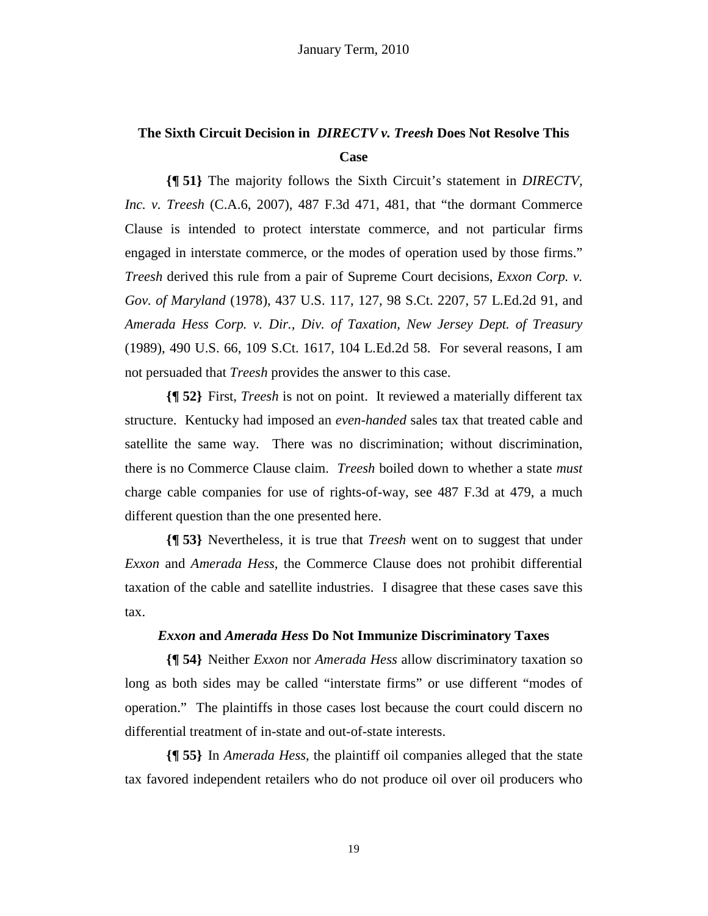## The Sixth Circuit Decision in *DIRECTV v. Treesh* Does Not Resolve This Case

**{¶ 51}** The majority follows the Sixth Circuit's statement in *DIRECTV, Inc. v. Treesh* (C.A.6, 2007), 487 F.3d 471, 481, that "the dormant Commerce Clause is intended to protect interstate commerce, and not particular firms engaged in interstate commerce, or the modes of operation used by those firms." *Treesh* derived this rule from a pair of Supreme Court decisions, *Exxon Corp. v. Gov. of Maryland* (1978), 437 U.S. 117, 127, 98 S.Ct. 2207, 57 L.Ed.2d 91, and *Amerada Hess Corp. v. Dir., Div. of Taxation, New Jersey Dept. of Treasury* (1989), 490 U.S. 66, 109 S.Ct. 1617, 104 L.Ed.2d 58. For several reasons, I am not persuaded that *Treesh* provides the answer to this case.

**{¶ 52}** First, *Treesh* is not on point. It reviewed a materially different tax structure. Kentucky had imposed an *even-handed* sales tax that treated cable and satellite the same way. There was no discrimination; without discrimination, there is no Commerce Clause claim. *Treesh* boiled down to whether a state *must* charge cable companies for use of rights-of-way, see 487 F.3d at 479, a much different question than the one presented here.

**{¶ 53}** Nevertheless, it is true that *Treesh* went on to suggest that under *Exxon* and *Amerada Hess,* the Commerce Clause does not prohibit differential taxation of the cable and satellite industries. I disagree that these cases save this tax.

### *Exxon* and *Amerada Hess* Do Not Immunize Discriminatory Taxes

**{¶ 54}** Neither *Exxon* nor *Amerada Hess* allow discriminatory taxation so long as both sides may be called "interstate firms" or use different "modes of operation." The plaintiffs in those cases lost because the court could discern no differential treatment of in-state and out-of-state interests.

**{¶ 55}** In *Amerada Hess*, the plaintiff oil companies alleged that the state tax favored independent retailers who do not produce oil over oil producers who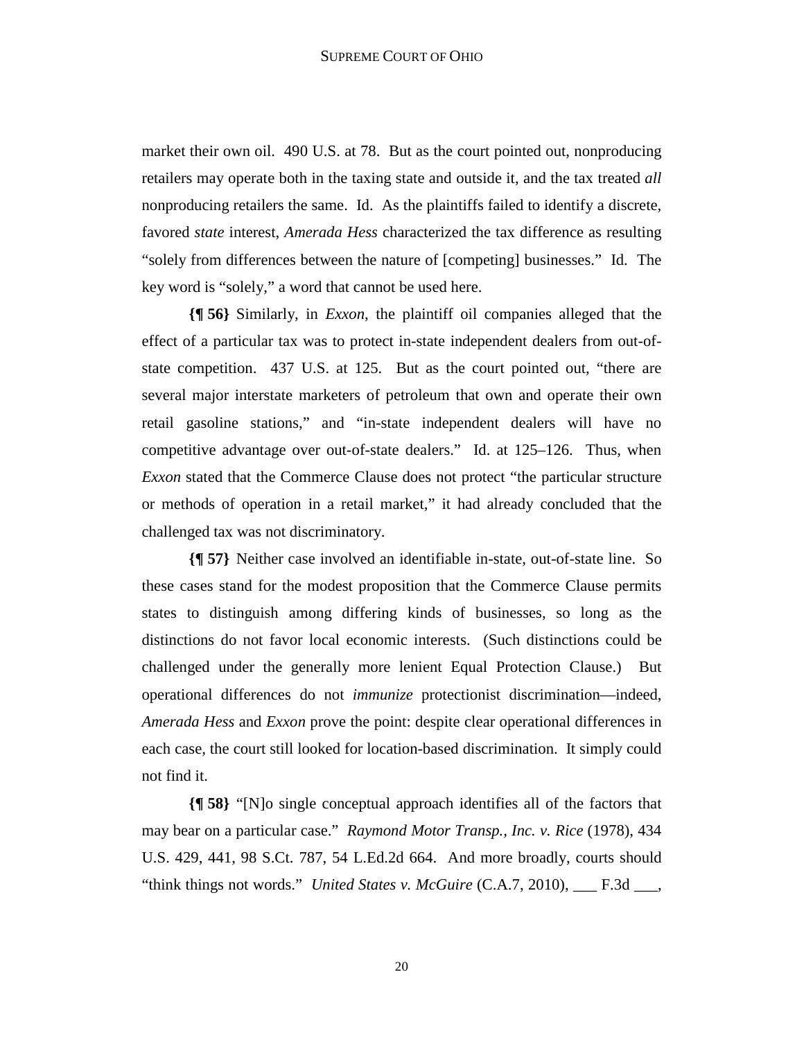market their own oil. 490 U.S. at 78. But as the court pointed out, nonproducing retailers may operate both in the taxing state and outside it, and the tax treated *all* nonproducing retailers the same. Id. As the plaintiffs failed to identify a discrete, favored *state* interest, *Amerada Hess* characterized the tax difference as resulting "solely from differences between the nature of [competing] businesses." Id. The key word is "solely," a word that cannot be used here.

**{¶ 56}** Similarly, in *Exxon*, the plaintiff oil companies alleged that the effect of a particular tax was to protect in-state independent dealers from out-of-state competition. 437 U.S. at 125. But as the court pointed out, "there are several major interstate marketers of petroleum that own and operate their own retail gasoline stations," and "in-state independent dealers will have no competitive advantage over out-of-state dealers." Id. at 125–126. Thus, when *Exxon* stated that the Commerce Clause does not protect "the particular structure or methods of operation in a retail market," it had already concluded that the challenged tax was not discriminatory.

**{¶ 57}** Neither case involved an identifiable in-state, out-of-state line. So these cases stand for the modest proposition that the Commerce Clause permits states to distinguish among differing kinds of businesses, so long as the distinctions do not favor local economic interests. (Such distinctions could be challenged under the generally more lenient Equal Protection Clause.) But operational differences do not *immunize* protectionist discrimination—indeed, *Amerada Hess* and *Exxon* prove the point: despite clear operational differences in each case, the court still looked for location-based discrimination. It simply could not find it.

**{¶ 58}** "[N]o single conceptual approach identifies all of the factors that may bear on a particular case." *Raymond Motor Transp., Inc. v. Rice* (1978), 434 U.S. 429, 441, 98 S.Ct. 787, 54 L.Ed.2d 664. And more broadly, courts should "think things not words." *United States v. McGuire* (C.A.7, 2010), ___ F.3d ___,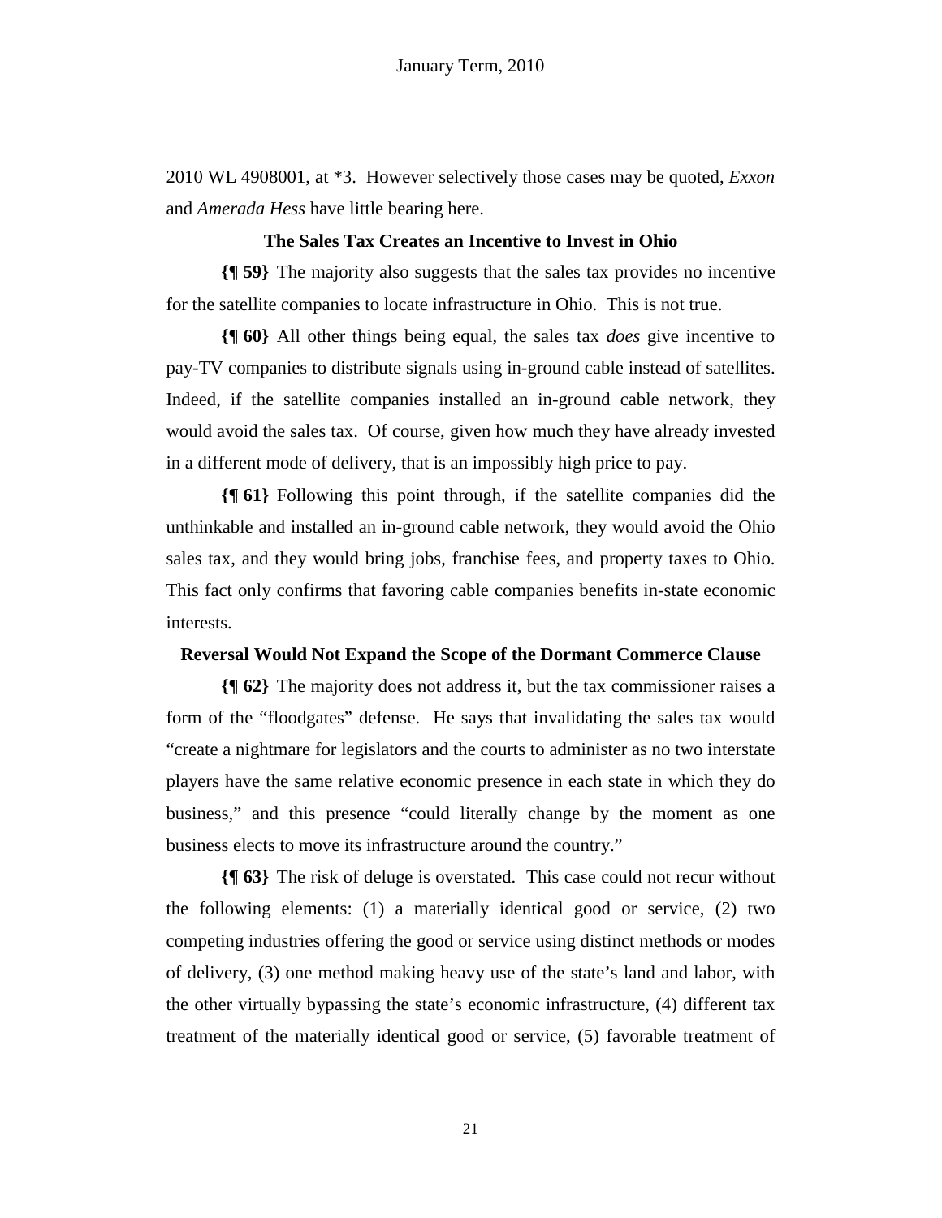2010 WL 4908001, at *3. However selectively those cases may be quoted, *Exxon* and *Amerada Hess* have little bearing here.

### The Sales Tax Creates an Incentive to Invest in Ohio

**{¶ 59}** The majority also suggests that the sales tax provides no incentive for the satellite companies to locate infrastructure in Ohio. This is not true.

**{¶ 60}** All other things being equal, the sales tax *does* give incentive to pay-TV companies to distribute signals using in-ground cable instead of satellites. Indeed, if the satellite companies installed an in-ground cable network, they would avoid the sales tax. Of course, given how much they have already invested in a different mode of delivery, that is an impossibly high price to pay.

**{¶ 61}** Following this point through, if the satellite companies did the unthinkable and installed an in-ground cable network, they would avoid the Ohio sales tax, and they would bring jobs, franchise fees, and property taxes to Ohio. This fact only confirms that favoring cable companies benefits in-state economic interests.

### Reversal Would Not Expand the Scope of the Dormant Commerce Clause

**{¶ 62}** The majority does not address it, but the tax commissioner raises a form of the "floodgates" defense. He says that invalidating the sales tax would "create a nightmare for legislators and the courts to administer as no two interstate players have the same relative economic presence in each state in which they do business," and this presence "could literally change by the moment as one business elects to move its infrastructure around the country."

**{¶ 63}** The risk of deluge is overstated. This case could not recur without the following elements: (1) a materially identical good or service, (2) two competing industries offering the good or service using distinct methods or modes of delivery, (3) one method making heavy use of the state's land and labor, with the other virtually bypassing the state's economic infrastructure, (4) different tax treatment of the materially identical good or service, (5) favorable treatment of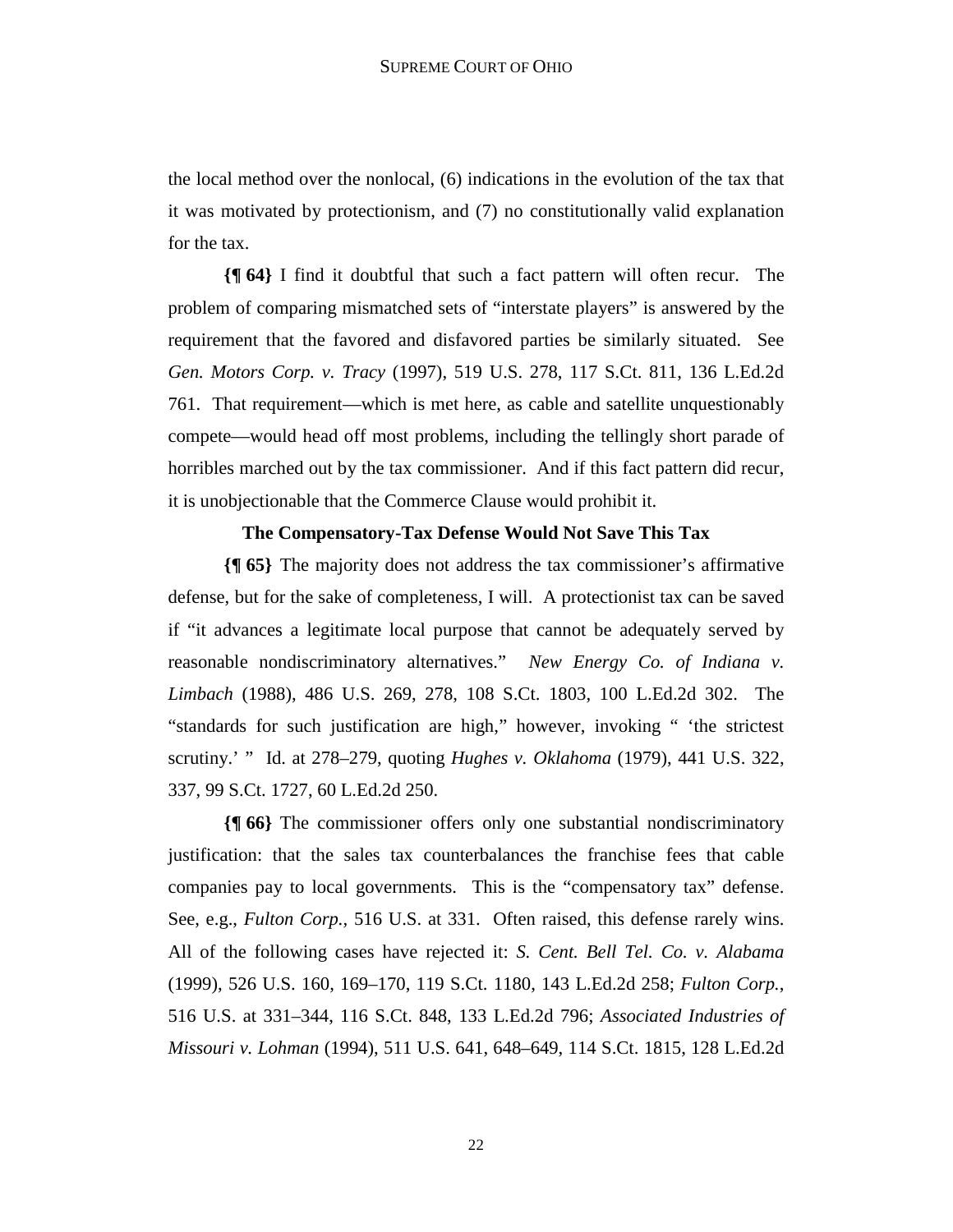the local method over the nonlocal, (6) indications in the evolution of the tax that it was motivated by protectionism, and (7) no constitutionally valid explanation for the tax.

**{¶ 64}** I find it doubtful that such a fact pattern will often recur. The problem of comparing mismatched sets of "interstate players" is answered by the requirement that the favored and disfavored parties be similarly situated. See *Gen. Motors Corp. v. Tracy* (1997), 519 U.S. 278, 117 S.Ct. 811, 136 L.Ed.2d 761. That requirement—which is met here, as cable and satellite unquestionably compete—would head off most problems, including the tellingly short parade of horribles marched out by the tax commissioner. And if this fact pattern did recur, it is unobjectionable that the Commerce Clause would prohibit it.

**The Compensatory-Tax Defense Would Not Save This Tax**

**{¶ 65}** The majority does not address the tax commissioner's affirmative defense, but for the sake of completeness, I will. A protectionist tax can be saved if "it advances a legitimate local purpose that cannot be adequately served by reasonable nondiscriminatory alternatives." *New Energy Co. of Indiana v. Limbach* (1988), 486 U.S. 269, 278, 108 S.Ct. 1803, 100 L.Ed.2d 302. The "standards for such justification are high," however, invoking " 'the strictest scrutiny.' " Id. at 278–279, quoting *Hughes v. Oklahoma* (1979), 441 U.S. 322, 337, 99 S.Ct. 1727, 60 L.Ed.2d 250.

**{¶ 66}** The commissioner offers only one substantial nondiscriminatory justification: that the sales tax counterbalances the franchise fees that cable companies pay to local governments. This is the "compensatory tax" defense. See, e.g., *Fulton Corp.*, 516 U.S. at 331. Often raised, this defense rarely wins. All of the following cases have rejected it: *S. Cent. Bell Tel. Co. v. Alabama* (1999), 526 U.S. 160, 169–170, 119 S.Ct. 1180, 143 L.Ed.2d 258; *Fulton Corp.*, 516 U.S. at 331–344, 116 S.Ct. 848, 133 L.Ed.2d 796; *Associated Industries of Missouri v. Lohman* (1994), 511 U.S. 641, 648–649, 114 S.Ct. 1815, 128 L.Ed.2d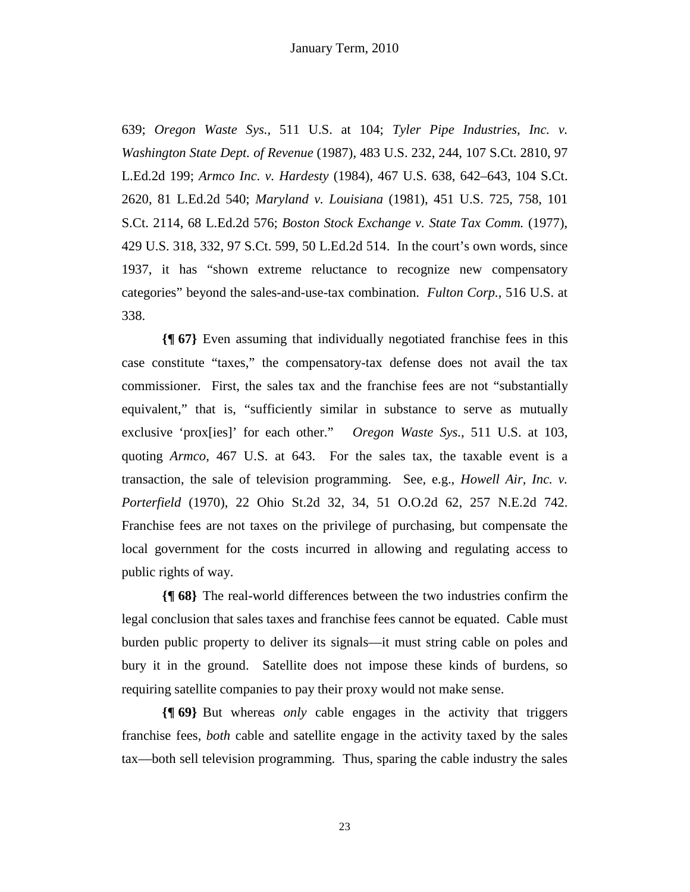639; *Oregon Waste Sys.*, 511 U.S. at 104; *Tyler Pipe Industries, Inc. v. Washington State Dept. of Revenue* (1987), 483 U.S. 232, 244, 107 S.Ct. 2810, 97 L.Ed.2d 199; *Armco Inc. v. Hardesty* (1984), 467 U.S. 638, 642–643, 104 S.Ct. 2620, 81 L.Ed.2d 540; *Maryland v. Louisiana* (1981), 451 U.S. 725, 758, 101 S.Ct. 2114, 68 L.Ed.2d 576; *Boston Stock Exchange v. State Tax Comm.* (1977), 429 U.S. 318, 332, 97 S.Ct. 599, 50 L.Ed.2d 514. In the court's own words, since 1937, it has "shown extreme reluctance to recognize new compensatory categories" beyond the sales-and-use-tax combination. *Fulton Corp.*, 516 U.S. at 338.

**{¶ 67}** Even assuming that individually negotiated franchise fees in this case constitute "taxes," the compensatory-tax defense does not avail the tax commissioner. First, the sales tax and the franchise fees are not "substantially equivalent," that is, "sufficiently similar in substance to serve as mutually exclusive 'prox[ies]' for each other." *Oregon Waste Sys.*, 511 U.S. at 103, quoting *Armco*, 467 U.S. at 643. For the sales tax, the taxable event is a transaction, the sale of television programming. See, e.g., *Howell Air, Inc. v. Porterfield* (1970), 22 Ohio St.2d 32, 34, 51 O.O.2d 62, 257 N.E.2d 742. Franchise fees are not taxes on the privilege of purchasing, but compensate the local government for the costs incurred in allowing and regulating access to public rights of way.

**{¶ 68}** The real-world differences between the two industries confirm the legal conclusion that sales taxes and franchise fees cannot be equated. Cable must burden public property to deliver its signals—it must string cable on poles and bury it in the ground. Satellite does not impose these kinds of burdens, so requiring satellite companies to pay their proxy would not make sense.

**{¶ 69}** But whereas *only* cable engages in the activity that triggers franchise fees, *both* cable and satellite engage in the activity taxed by the sales tax—both sell television programming. Thus, sparing the cable industry the sales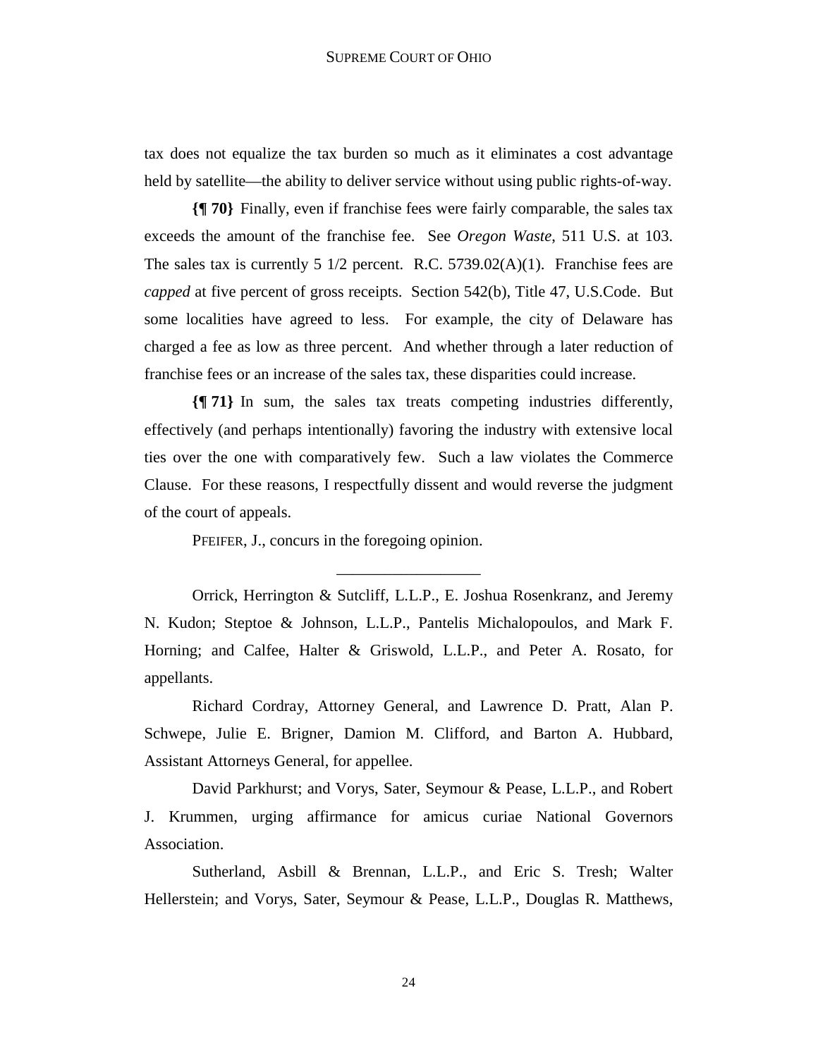tax does not equalize the tax burden so much as it eliminates a cost advantage held by satellite—the ability to deliver service without using public rights-of-way.

**{¶ 70}** Finally, even if franchise fees were fairly comparable, the sales tax exceeds the amount of the franchise fee. See *Oregon Waste*, 511 U.S. at 103. The sales tax is currently 5 1/2 percent. R.C. 5739.02(A)(1). Franchise fees are *capped* at five percent of gross receipts. Section 542(b), Title 47, U.S.Code. But some localities have agreed to less. For example, the city of Delaware has charged a fee as low as three percent. And whether through a later reduction of franchise fees or an increase of the sales tax, these disparities could increase.

**{¶ 71}** In sum, the sales tax treats competing industries differently, effectively (and perhaps intentionally) favoring the industry with extensive local ties over the one with comparatively few. Such a law violates the Commerce Clause. For these reasons, I respectfully dissent and would reverse the judgment of the court of appeals.

PFEIFER, J., concurs in the foregoing opinion.

---

Orrick, Herrington & Sutcliff, L.L.P., E. Joshua Rosenkranz, and Jeremy N. Kudon; Steptoe & Johnson, L.L.P., Pantelis Michalopoulos, and Mark F. Horning; and Calfee, Halter & Griswold, L.L.P., and Peter A. Rosato, for appellants.

Richard Cordray, Attorney General, and Lawrence D. Pratt, Alan P. Schwepe, Julie E. Brigner, Damion M. Clifford, and Barton A. Hubbard, Assistant Attorneys General, for appellee.

David Parkhurst; and Vorys, Sater, Seymour & Pease, L.L.P., and Robert J. Krummen, urging affirmance for amicus curiae National Governors Association.

Sutherland, Asbill & Brennan, L.L.P., and Eric S. Tresh; Walter Hellerstein; and Vorys, Sater, Seymour & Pease, L.L.P., Douglas R. Matthews,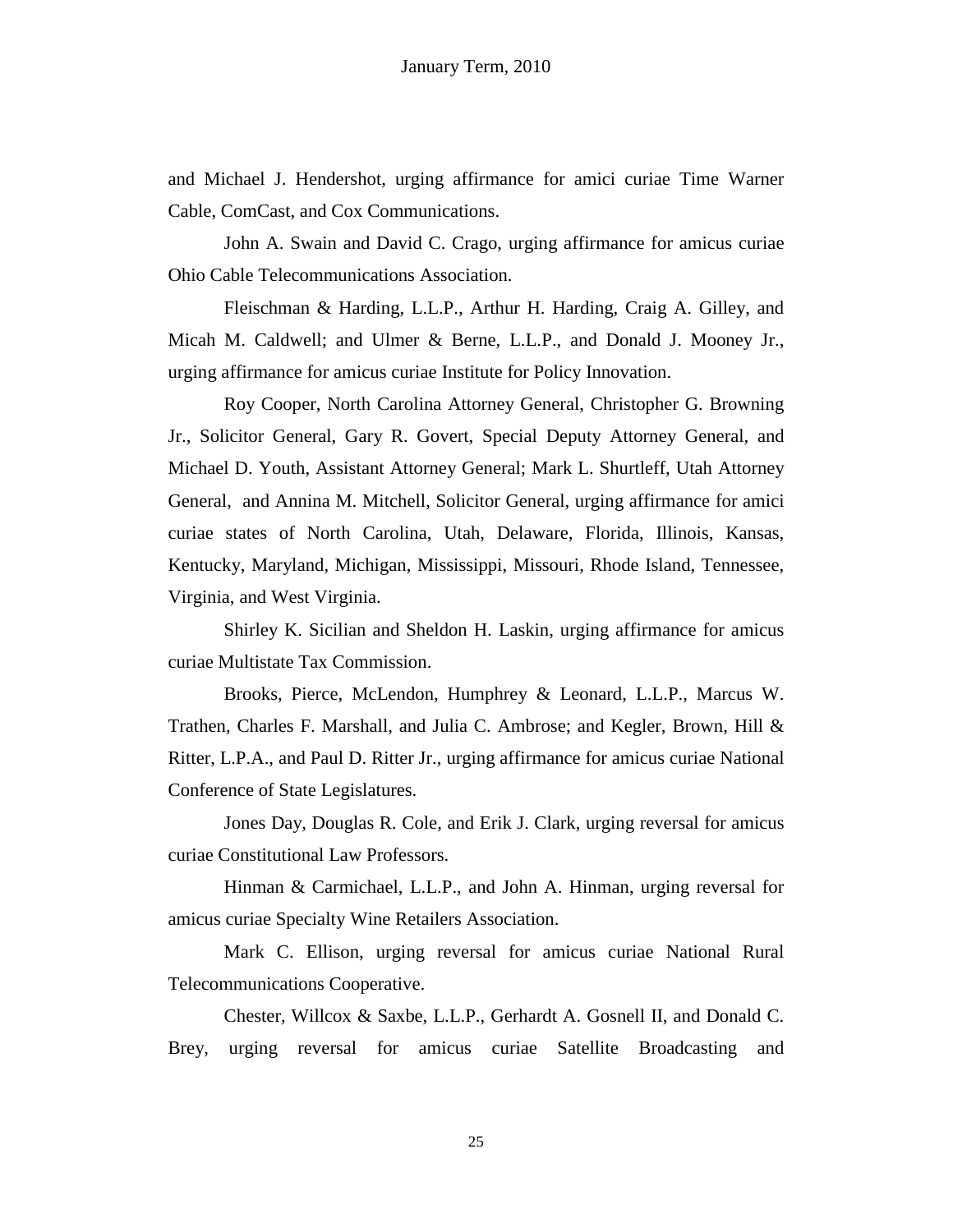and Michael J. Hendershot, urging affirmance for amici curiae Time Warner Cable, ComCast, and Cox Communications.

John A. Swain and David C. Crago, urging affirmance for amicus curiae Ohio Cable Telecommunications Association.

Fleischman & Harding, L.L.P., Arthur H. Harding, Craig A. Gilley, and Micah M. Caldwell; and Ulmer & Berne, L.L.P., and Donald J. Mooney Jr., urging affirmance for amicus curiae Institute for Policy Innovation.

Roy Cooper, North Carolina Attorney General, Christopher G. Browning Jr., Solicitor General, Gary R. Govert, Special Deputy Attorney General, and Michael D. Youth, Assistant Attorney General; Mark L. Shurtleff, Utah Attorney General, and Annina M. Mitchell, Solicitor General, urging affirmance for amici curiae states of North Carolina, Utah, Delaware, Florida, Illinois, Kansas, Kentucky, Maryland, Michigan, Mississippi, Missouri, Rhode Island, Tennessee, Virginia, and West Virginia.

Shirley K. Sicilian and Sheldon H. Laskin, urging affirmance for amicus curiae Multistate Tax Commission.

Brooks, Pierce, McLendon, Humphrey & Leonard, L.L.P., Marcus W. Trathen, Charles F. Marshall, and Julia C. Ambrose; and Kegler, Brown, Hill & Ritter, L.P.A., and Paul D. Ritter Jr., urging affirmance for amicus curiae National Conference of State Legislatures.

Jones Day, Douglas R. Cole, and Erik J. Clark, urging reversal for amicus curiae Constitutional Law Professors.

Hinman & Carmichael, L.L.P., and John A. Hinman, urging reversal for amicus curiae Specialty Wine Retailers Association.

Mark C. Ellison, urging reversal for amicus curiae National Rural Telecommunications Cooperative.

Chester, Willcox & Saxbe, L.L.P., Gerhardt A. Gosnell II, and Donald C. Brey, urging reversal for amicus curiae Satellite Broadcasting and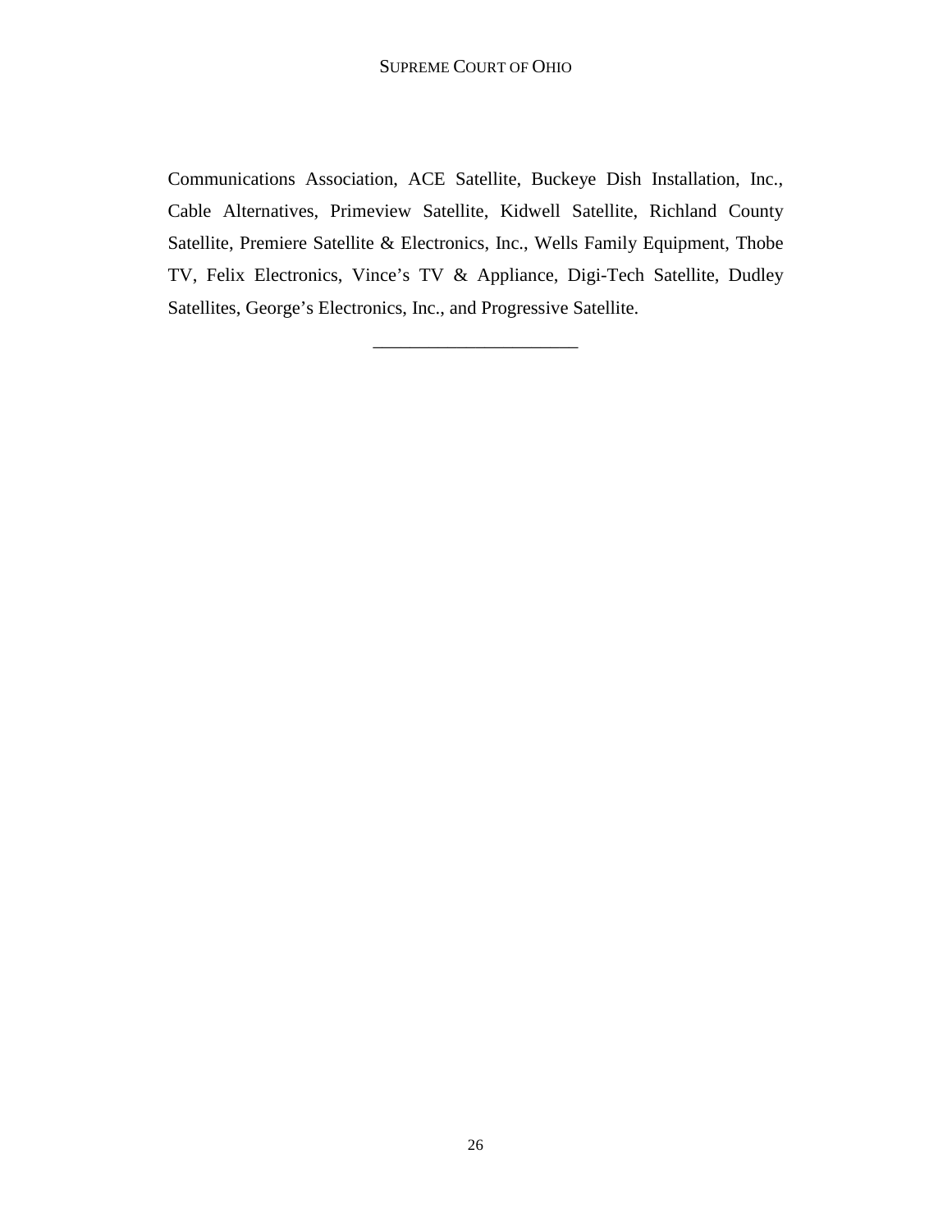Communications Association, ACE Satellite, Buckeye Dish Installation, Inc., Cable Alternatives, Primeview Satellite, Kidwell Satellite, Richland County Satellite, Premiere Satellite & Electronics, Inc., Wells Family Equipment, Thobe TV, Felix Electronics, Vince's TV & Appliance, Digi-Tech Satellite, Dudley Satellites, George's Electronics, Inc., and Progressive Satellite.

______________________